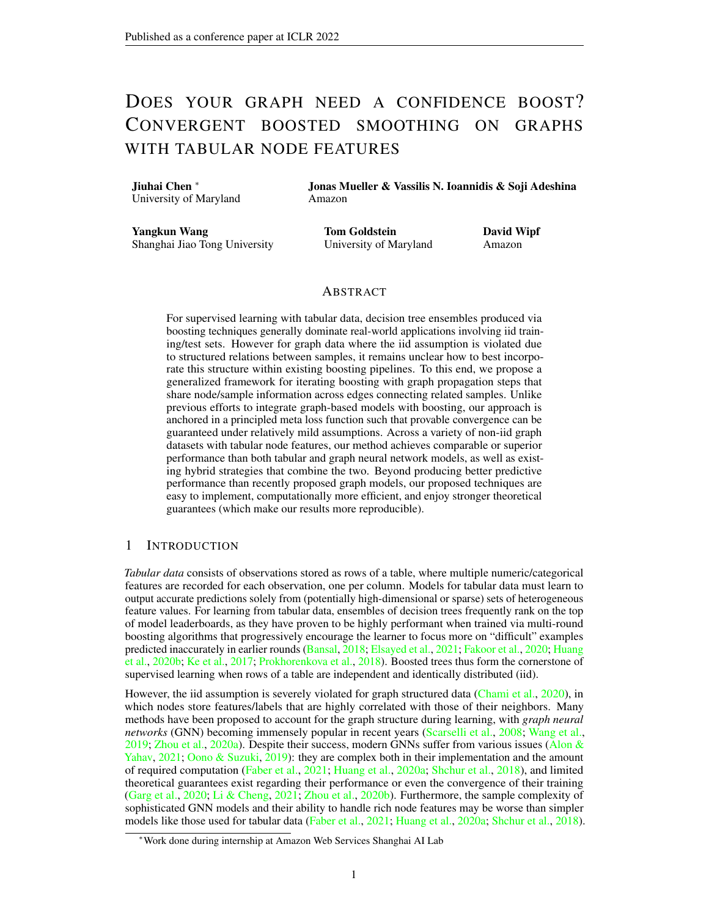# DOES YOUR GRAPH NEED A CONFIDENCE BOOST? CONVERGENT BOOSTED SMOOTHING ON GRAPHS WITH TABULAR NODE FEATURES

**Jiuhai Chen** [*]
University of Maryland

**Jonas Mueller & Vassilis N. Ioannidis & Soji Adeshina**
Amazon

**Yangkun Wang**
Shanghai Jiao Tong University

**Tom Goldstein**
University of Maryland

**David Wipf**
Amazon

## ABSTRACT

For supervised learning with tabular data, decision tree ensembles produced via boosting techniques generally dominate real-world applications involving iid training/test sets. However for graph data where the iid assumption is violated due to structured relations between samples, it remains unclear how to best incorporate this structure within existing boosting pipelines. To this end, we propose a generalized framework for iterating boosting with graph propagation steps that share node/sample information across edges connecting related samples. Unlike previous efforts to integrate graph-based models with boosting, our approach is anchored in a principled meta loss function such that provable convergence can be guaranteed under relatively mild assumptions. Across a variety of non-iid graph datasets with tabular node features, our method achieves comparable or superior performance than both tabular and graph neural network models, as well as existing hybrid strategies that combine the two. Beyond producing better predictive performance than recently proposed graph models, our proposed techniques are easy to implement, computationally more efficient, and enjoy stronger theoretical guarantees (which make our results more reproducible).

## 1 INTRODUCTION

*Tabular data* consists of observations stored as rows of a table, where multiple numeric/categorical features are recorded for each observation, one per column. Models for tabular data must learn to output accurate predictions solely from (potentially high-dimensional or sparse) sets of heterogeneous feature values. For learning from tabular data, ensembles of decision trees frequently rank on the top of model leaderboards, as they have proven to be highly performant when trained via multi-round boosting algorithms that progressively encourage the learner to focus more on "difficult" examples predicted inaccurately in earlier rounds (Bansal, 2018; Elsayed et al., 2021; Fakoor et al., 2020; Huang et al., 2020b; Ke et al., 2017; Prokhorenkova et al., 2018). Boosted trees thus form the cornerstone of supervised learning when rows of a table are independent and identically distributed (iid).

However, the iid assumption is severely violated for graph structured data (Chami et al., 2020), in which nodes store features/labels that are highly correlated with those of their neighbors. Many methods have been proposed to account for the graph structure during learning, with *graph neural networks* (GNN) becoming immensely popular in recent years (Scarselli et al., 2008; Wang et al., 2019; Zhou et al., 2020a). Despite their success, modern GNNs suffer from various issues (Alon & Yahav, 2021; Oono & Suzuki, 2019): they are complex both in their implementation and the amount of required computation (Faber et al., 2021; Huang et al., 2020a; Shchur et al., 2018), and limited theoretical guarantees exist regarding their performance or even the convergence of their training (Garg et al., 2020; Li & Cheng, 2021; Zhou et al., 2020b). Furthermore, the sample complexity of sophisticated GNN models and their ability to handle rich node features may be worse than simpler models like those used for tabular data (Faber et al., 2021; Huang et al., 2020a; Shchur et al., 2018).

[*] Work done during internship at Amazon Web Services Shanghai AI Lab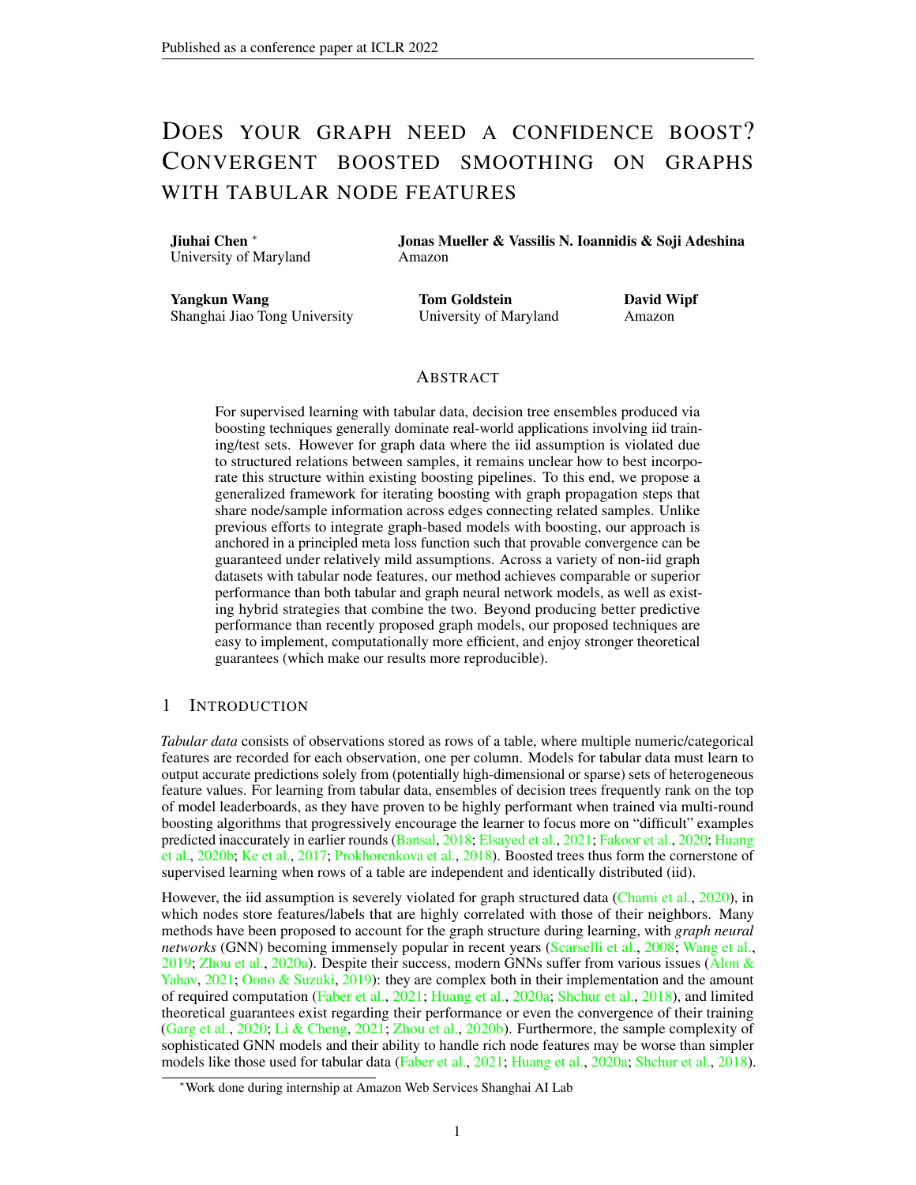# Does your graph need a confidence boost? Convergent boosted smoothing on graphs with tabular node features

**Jiuhai Chen** *
University of Maryland

**Jonas Mueller & Vassilis N. Ioannidis & Soji Adeshina**
Amazon

**Yangkun Wang**
Shanghai Jiao Tong University

**Tom Goldstein**
University of Maryland

**David Wipf**
Amazon

## Abstract

For supervised learning with tabular data, decision tree ensembles produced via boosting techniques generally dominate real-world applications involving iid training/test sets. However for graph data where the iid assumption is violated due to structured relations between samples, it remains unclear how to best incorporate this structure within existing boosting pipelines. To this end, we propose a generalized framework for iterating boosting with graph propagation steps that share node/sample information across edges connecting related samples. Unlike previous efforts to integrate graph-based models with boosting, our approach is anchored in a principled meta loss function such that provable convergence can be guaranteed under relatively mild assumptions. Across a variety of non-iid graph datasets with tabular node features, our method achieves comparable or superior performance than both tabular and graph neural network models, as well as existing hybrid strategies that combine the two. Beyond producing better predictive performance than recently proposed graph models, our proposed techniques are easy to implement, computationally more efficient, and enjoy stronger theoretical guarantees (which make our results more reproducible).

## 1 Introduction

*Tabular data* consists of observations stored as rows of a table, where multiple numeric/categorical features are recorded for each observation, one per column. Models for tabular data must learn to output accurate predictions solely from (potentially high-dimensional or sparse) sets of heterogeneous feature values. For learning from tabular data, ensembles of decision trees frequently rank on the top of model leaderboards, as they have proven to be highly performant when trained via multi-round boosting algorithms that progressively encourage the learner to focus more on "difficult" examples predicted inaccurately in earlier rounds (Bansal, 2018; Elsayed et al., 2021; Fakoor et al., 2020; Huang et al., 2020b; Ke et al., 2017; Prokhorenkova et al., 2018). Boosted trees thus form the cornerstone of supervised learning when rows of a table are independent and identically distributed (iid).

However, the iid assumption is severely violated for graph structured data (Chami et al., 2020), in which nodes store features/labels that are highly correlated with those of their neighbors. Many methods have been proposed to account for the graph structure during learning, with *graph neural networks* (GNN) becoming immensely popular in recent years (Scarselli et al., 2008; Wang et al., 2019; Zhou et al., 2020a). Despite their success, modern GNNs suffer from various issues (Alon & Yahav, 2021; Oono & Suzuki, 2019): they are complex both in their implementation and the amount of required computation (Faber et al., 2021; Huang et al., 2020a; Shchur et al., 2018), and limited theoretical guarantees exist regarding their performance or even the convergence of their training (Garg et al., 2020; Li & Cheng, 2021; Zhou et al., 2020b). Furthermore, the sample complexity of sophisticated GNN models and their ability to handle rich node features may be worse than simpler models like those used for tabular data (Faber et al., 2021; Huang et al., 2020a; Shchur et al., 2018).

*Work done during internship at Amazon Web Services Shanghai AI Lab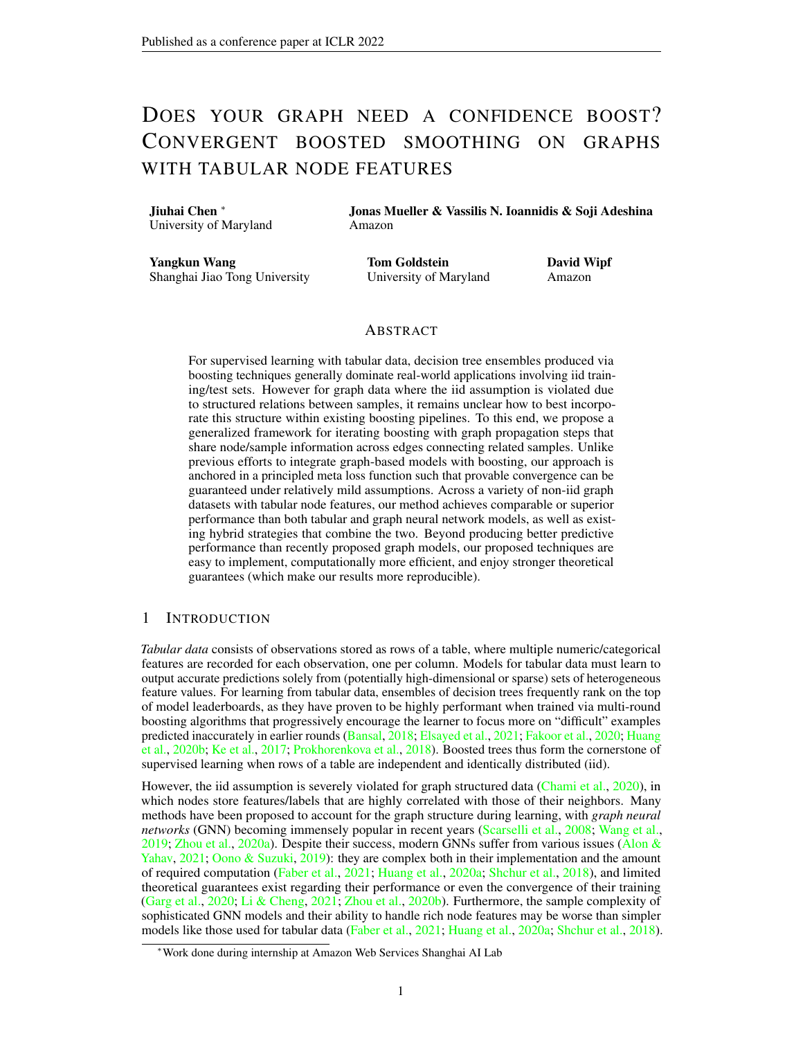# DOES YOUR GRAPH NEED A CONFIDENCE BOOST? CONVERGENT BOOSTED SMOOTHING ON GRAPHS WITH TABULAR NODE FEATURES

**Jiuhai Chen** *
University of Maryland

**Jonas Mueller & Vassilis N. Ioannidis & Soji Adeshina**
Amazon

**Yangkun Wang**
Shanghai Jiao Tong University

**Tom Goldstein**
University of Maryland

**David Wipf**
Amazon

## ABSTRACT

For supervised learning with tabular data, decision tree ensembles produced via boosting techniques generally dominate real-world applications involving iid training/test sets. However for graph data where the iid assumption is violated due to structured relations between samples, it remains unclear how to best incorporate this structure within existing boosting pipelines. To this end, we propose a generalized framework for iterating boosting with graph propagation steps that share node/sample information across edges connecting related samples. Unlike previous efforts to integrate graph-based models with boosting, our approach is anchored in a principled meta loss function such that provable convergence can be guaranteed under relatively mild assumptions. Across a variety of non-iid graph datasets with tabular node features, our method achieves comparable or superior performance than both tabular and graph neural network models, as well as existing hybrid strategies that combine the two. Beyond producing better predictive performance than recently proposed graph models, our proposed techniques are easy to implement, computationally more efficient, and enjoy stronger theoretical guarantees (which make our results more reproducible).

## 1 INTRODUCTION

*Tabular data* consists of observations stored as rows of a table, where multiple numeric/categorical features are recorded for each observation, one per column. Models for tabular data must learn to output accurate predictions solely from (potentially high-dimensional or sparse) sets of heterogeneous feature values. For learning from tabular data, ensembles of decision trees frequently rank on the top of model leaderboards, as they have proven to be highly performant when trained via multi-round boosting algorithms that progressively encourage the learner to focus more on "difficult" examples predicted inaccurately in earlier rounds (Bansal, 2018; Elsayed et al., 2021; Fakoor et al., 2020; Huang et al., 2020b; Ke et al., 2017; Prokhorenkova et al., 2018). Boosted trees thus form the cornerstone of supervised learning when rows of a table are independent and identically distributed (iid).

However, the iid assumption is severely violated for graph structured data (Chami et al., 2020), in which nodes store features/labels that are highly correlated with those of their neighbors. Many methods have been proposed to account for the graph structure during learning, with *graph neural networks* (GNN) becoming immensely popular in recent years (Scarselli et al., 2008; Wang et al., 2019; Zhou et al., 2020a). Despite their success, modern GNNs suffer from various issues (Alon & Yahav, 2021; Oono & Suzuki, 2019): they are complex both in their implementation and the amount of required computation (Faber et al., 2021; Huang et al., 2020a; Shchur et al., 2018), and limited theoretical guarantees exist regarding their performance or even the convergence of their training (Garg et al., 2020; Li & Cheng, 2021; Zhou et al., 2020b). Furthermore, the sample complexity of sophisticated GNN models and their ability to handle rich node features may be worse than simpler models like those used for tabular data (Faber et al., 2021; Huang et al., 2020a; Shchur et al., 2018).

*Work done during internship at Amazon Web Services Shanghai AI Lab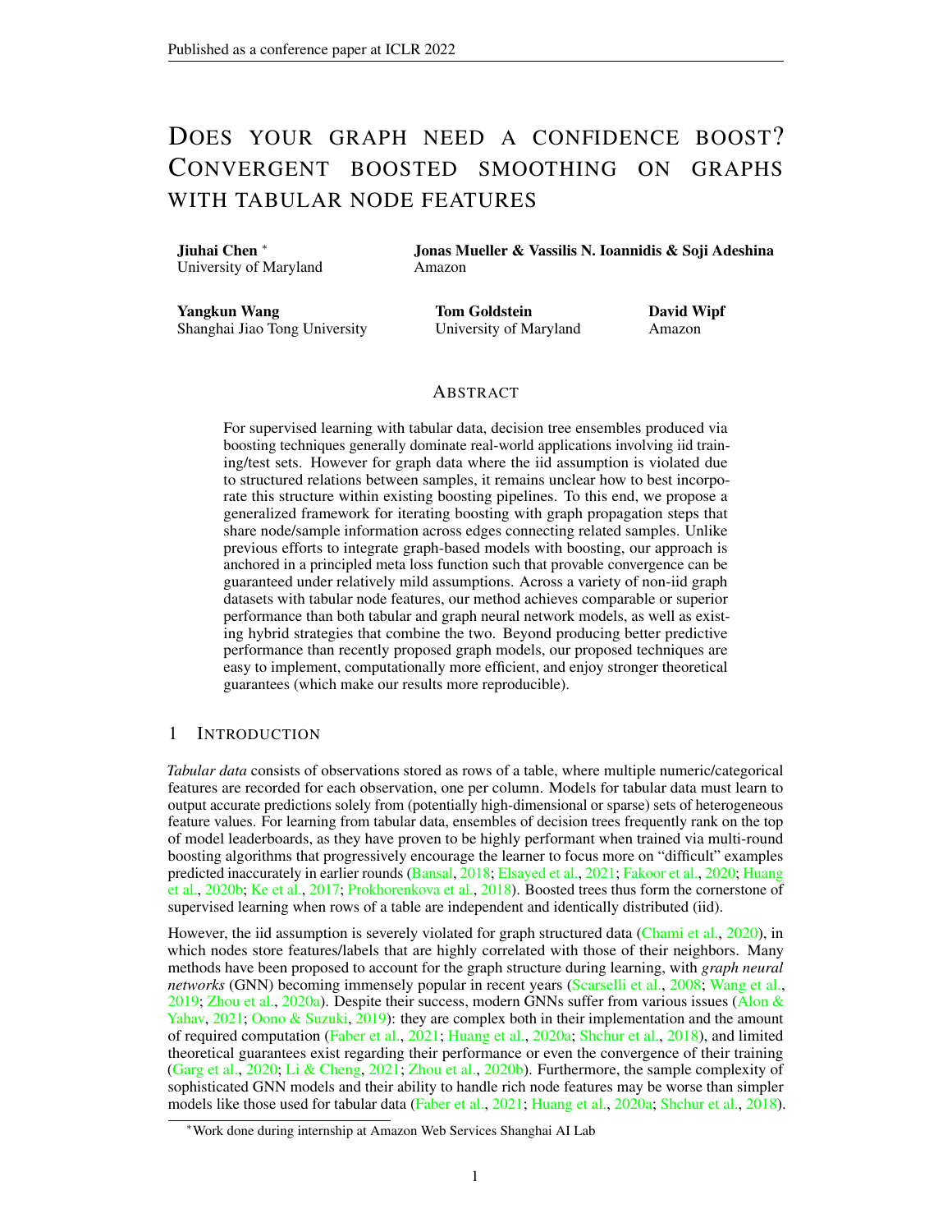# DOES YOUR GRAPH NEED A CONFIDENCE BOOST? CONVERGENT BOOSTED SMOOTHING ON GRAPHS WITH TABULAR NODE FEATURES

**Jiuhai Chen** *
University of Maryland

**Jonas Mueller & Vassilis N. Ioannidis & Soji Adeshina**
Amazon

**Yangkun Wang**
Shanghai Jiao Tong University

**Tom Goldstein**
University of Maryland

**David Wipf**
Amazon

## ABSTRACT

For supervised learning with tabular data, decision tree ensembles produced via boosting techniques generally dominate real-world applications involving iid training/test sets. However for graph data where the iid assumption is violated due to structured relations between samples, it remains unclear how to best incorporate this structure within existing boosting pipelines. To this end, we propose a generalized framework for iterating boosting with graph propagation steps that share node/sample information across edges connecting related samples. Unlike previous efforts to integrate graph-based models with boosting, our approach is anchored in a principled meta loss function such that provable convergence can be guaranteed under relatively mild assumptions. Across a variety of non-iid graph datasets with tabular node features, our method achieves comparable or superior performance than both tabular and graph neural network models, as well as existing hybrid strategies that combine the two. Beyond producing better predictive performance than recently proposed graph models, our proposed techniques are easy to implement, computationally more efficient, and enjoy stronger theoretical guarantees (which make our results more reproducible).

## 1 INTRODUCTION

*Tabular data* consists of observations stored as rows of a table, where multiple numeric/categorical features are recorded for each observation, one per column. Models for tabular data must learn to output accurate predictions solely from (potentially high-dimensional or sparse) sets of heterogeneous feature values. For learning from tabular data, ensembles of decision trees frequently rank on the top of model leaderboards, as they have proven to be highly performant when trained via multi-round boosting algorithms that progressively encourage the learner to focus more on "difficult" examples predicted inaccurately in earlier rounds (Bansal, 2018; Elsayed et al., 2021; Fakoor et al., 2020; Huang et al., 2020b; Ke et al., 2017; Prokhorenkova et al., 2018). Boosted trees thus form the cornerstone of supervised learning when rows of a table are independent and identically distributed (iid).

However, the iid assumption is severely violated for graph structured data (Chami et al., 2020), in which nodes store features/labels that are highly correlated with those of their neighbors. Many methods have been proposed to account for the graph structure during learning, with *graph neural networks* (GNN) becoming immensely popular in recent years (Scarselli et al., 2008; Wang et al., 2019; Zhou et al., 2020a). Despite their success, modern GNNs suffer from various issues (Alon & Yahav, 2021; Oono & Suzuki, 2019): they are complex both in their implementation and the amount of required computation (Faber et al., 2021; Huang et al., 2020a; Shchur et al., 2018), and limited theoretical guarantees exist regarding their performance or even the convergence of their training (Garg et al., 2020; Li & Cheng, 2021; Zhou et al., 2020b). Furthermore, the sample complexity of sophisticated GNN models and their ability to handle rich node features may be worse than simpler models like those used for tabular data (Faber et al., 2021; Huang et al., 2020a; Shchur et al., 2018).

*Work done during internship at Amazon Web Services Shanghai AI Lab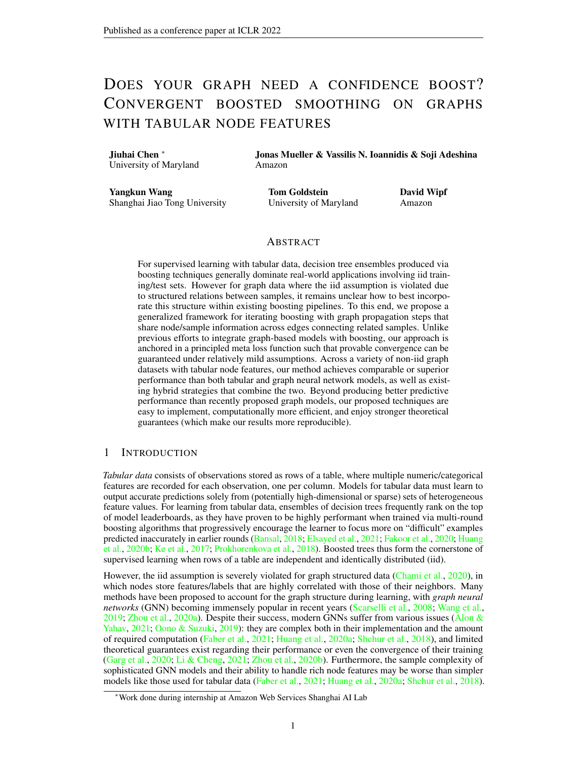# DOES YOUR GRAPH NEED A CONFIDENCE BOOST? CONVERGENT BOOSTED SMOOTHING ON GRAPHS WITH TABULAR NODE FEATURES

**Jiuhai Chen** *
University of Maryland

**Jonas Mueller & Vassilis N. Ioannidis & Soji Adeshina**
Amazon

**Yangkun Wang**
Shanghai Jiao Tong University

**Tom Goldstein**
University of Maryland

**David Wipf**
Amazon

## ABSTRACT

For supervised learning with tabular data, decision tree ensembles produced via boosting techniques generally dominate real-world applications involving iid training/test sets. However for graph data where the iid assumption is violated due to structured relations between samples, it remains unclear how to best incorporate this structure within existing boosting pipelines. To this end, we propose a generalized framework for iterating boosting with graph propagation steps that share node/sample information across edges connecting related samples. Unlike previous efforts to integrate graph-based models with boosting, our approach is anchored in a principled meta loss function such that provable convergence can be guaranteed under relatively mild assumptions. Across a variety of non-iid graph datasets with tabular node features, our method achieves comparable or superior performance than both tabular and graph neural network models, as well as existing hybrid strategies that combine the two. Beyond producing better predictive performance than recently proposed graph models, our proposed techniques are easy to implement, computationally more efficient, and enjoy stronger theoretical guarantees (which make our results more reproducible).

## 1 INTRODUCTION

*Tabular data* consists of observations stored as rows of a table, where multiple numeric/categorical features are recorded for each observation, one per column. Models for tabular data must learn to output accurate predictions solely from (potentially high-dimensional or sparse) sets of heterogeneous feature values. For learning from tabular data, ensembles of decision trees frequently rank on the top of model leaderboards, as they have proven to be highly performant when trained via multi-round boosting algorithms that progressively encourage the learner to focus more on "difficult" examples predicted inaccurately in earlier rounds (Bansal, 2018; Elsayed et al., 2021; Fakoor et al., 2020; Huang et al., 2020b; Ke et al., 2017; Prokhorenkova et al., 2018). Boosted trees thus form the cornerstone of supervised learning when rows of a table are independent and identically distributed (iid).

However, the iid assumption is severely violated for graph structured data (Chami et al., 2020), in which nodes store features/labels that are highly correlated with those of their neighbors. Many methods have been proposed to account for the graph structure during learning, with *graph neural networks* (GNN) becoming immensely popular in recent years (Scarselli et al., 2008; Wang et al., 2019; Zhou et al., 2020a). Despite their success, modern GNNs suffer from various issues (Alon & Yahav, 2021; Oono & Suzuki, 2019): they are complex both in their implementation and the amount of required computation (Faber et al., 2021; Huang et al., 2020a; Shchur et al., 2018), and limited theoretical guarantees exist regarding their performance or even the convergence of their training (Garg et al., 2020; Li & Cheng, 2021; Zhou et al., 2020b). Furthermore, the sample complexity of sophisticated GNN models and their ability to handle rich node features may be worse than simpler models like those used for tabular data (Faber et al., 2021; Huang et al., 2020a; Shchur et al., 2018).

*Work done during internship at Amazon Web Services Shanghai AI Lab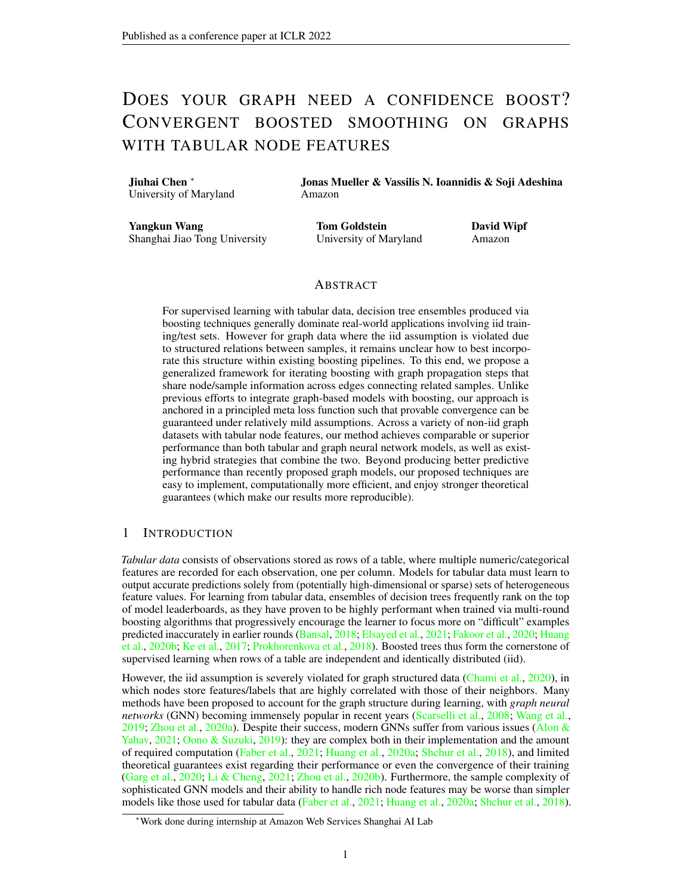# DOES YOUR GRAPH NEED A CONFIDENCE BOOST? CONVERGENT BOOSTED SMOOTHING ON GRAPHS WITH TABULAR NODE FEATURES

**Jiuhai Chen** *
University of Maryland

**Jonas Mueller & Vassilis N. Ioannidis & Soji Adeshina**
Amazon

**Yangkun Wang**
Shanghai Jiao Tong University

**Tom Goldstein**
University of Maryland

**David Wipf**
Amazon

## ABSTRACT

For supervised learning with tabular data, decision tree ensembles produced via boosting techniques generally dominate real-world applications involving iid training/test sets. However for graph data where the iid assumption is violated due to structured relations between samples, it remains unclear how to best incorporate this structure within existing boosting pipelines. To this end, we propose a generalized framework for iterating boosting with graph propagation steps that share node/sample information across edges connecting related samples. Unlike previous efforts to integrate graph-based models with boosting, our approach is anchored in a principled meta loss function such that provable convergence can be guaranteed under relatively mild assumptions. Across a variety of non-iid graph datasets with tabular node features, our method achieves comparable or superior performance than both tabular and graph neural network models, as well as existing hybrid strategies that combine the two. Beyond producing better predictive performance than recently proposed graph models, our proposed techniques are easy to implement, computationally more efficient, and enjoy stronger theoretical guarantees (which make our results more reproducible).

## 1 INTRODUCTION

*Tabular data* consists of observations stored as rows of a table, where multiple numeric/categorical features are recorded for each observation, one per column. Models for tabular data must learn to output accurate predictions solely from (potentially high-dimensional or sparse) sets of heterogeneous feature values. For learning from tabular data, ensembles of decision trees frequently rank on the top of model leaderboards, as they have proven to be highly performant when trained via multi-round boosting algorithms that progressively encourage the learner to focus more on "difficult" examples predicted inaccurately in earlier rounds (Bansal, 2018; Elsayed et al., 2021; Fakoor et al., 2020; Huang et al., 2020b; Ke et al., 2017; Prokhorenkova et al., 2018). Boosted trees thus form the cornerstone of supervised learning when rows of a table are independent and identically distributed (iid).

However, the iid assumption is severely violated for graph structured data (Chami et al., 2020), in which nodes store features/labels that are highly correlated with those of their neighbors. Many methods have been proposed to account for the graph structure during learning, with *graph neural networks* (GNN) becoming immensely popular in recent years (Scarselli et al., 2008; Wang et al., 2019; Zhou et al., 2020a). Despite their success, modern GNNs suffer from various issues (Alon & Yahav, 2021; Oono & Suzuki, 2019): they are complex both in their implementation and the amount of required computation (Faber et al., 2021; Huang et al., 2020a; Shchur et al., 2018), and limited theoretical guarantees exist regarding their performance or even the convergence of their training (Garg et al., 2020; Li & Cheng, 2021; Zhou et al., 2020b). Furthermore, the sample complexity of sophisticated GNN models and their ability to handle rich node features may be worse than simpler models like those used for tabular data (Faber et al., 2021; Huang et al., 2020a; Shchur et al., 2018).

*Work done during internship at Amazon Web Services Shanghai AI Lab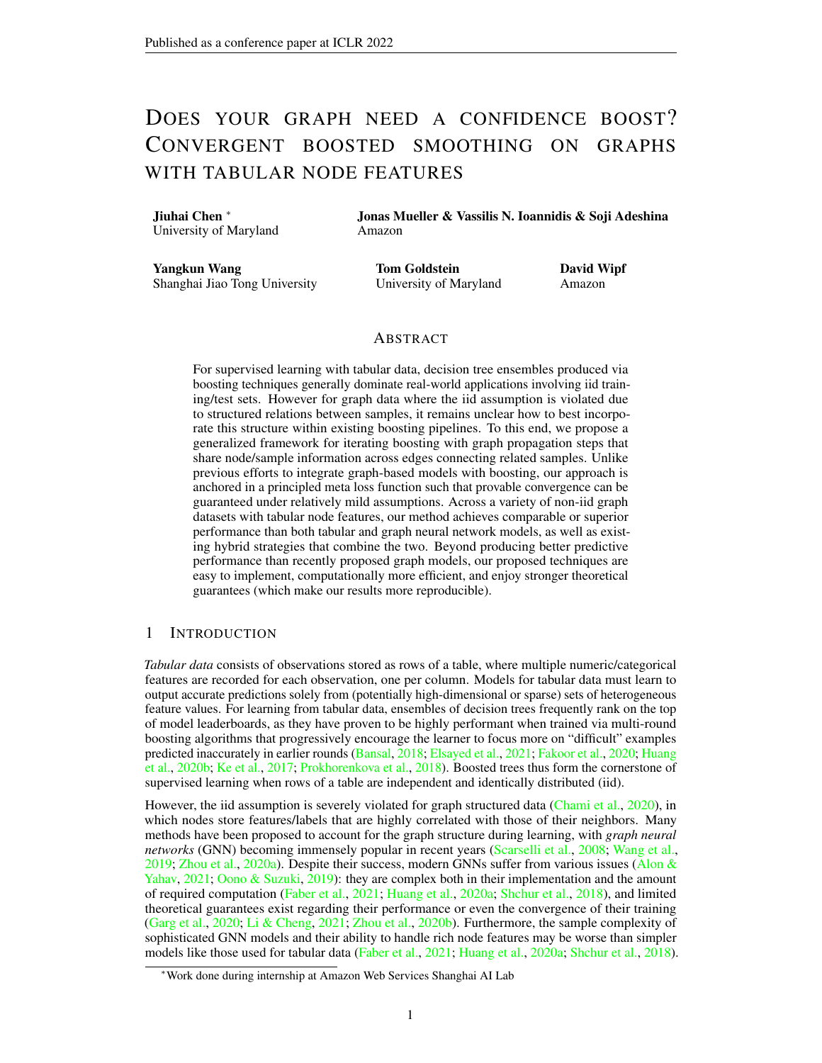# DOES YOUR GRAPH NEED A CONFIDENCE BOOST? CONVERGENT BOOSTED SMOOTHING ON GRAPHS WITH TABULAR NODE FEATURES

**Jiuhai Chen** *
University of Maryland

**Jonas Mueller & Vassilis N. Ioannidis & Soji Adeshina**
Amazon

**Yangkun Wang**
Shanghai Jiao Tong University

**Tom Goldstein**
University of Maryland

**David Wipf**
Amazon

## ABSTRACT

For supervised learning with tabular data, decision tree ensembles produced via boosting techniques generally dominate real-world applications involving iid training/test sets. However for graph data where the iid assumption is violated due to structured relations between samples, it remains unclear how to best incorporate this structure within existing boosting pipelines. To this end, we propose a generalized framework for iterating boosting with graph propagation steps that share node/sample information across edges connecting related samples. Unlike previous efforts to integrate graph-based models with boosting, our approach is anchored in a principled meta loss function such that provable convergence can be guaranteed under relatively mild assumptions. Across a variety of non-iid graph datasets with tabular node features, our method achieves comparable or superior performance than both tabular and graph neural network models, as well as existing hybrid strategies that combine the two. Beyond producing better predictive performance than recently proposed graph models, our proposed techniques are easy to implement, computationally more efficient, and enjoy stronger theoretical guarantees (which make our results more reproducible).

## 1 INTRODUCTION

*Tabular data* consists of observations stored as rows of a table, where multiple numeric/categorical features are recorded for each observation, one per column. Models for tabular data must learn to output accurate predictions solely from (potentially high-dimensional or sparse) sets of heterogeneous feature values. For learning from tabular data, ensembles of decision trees frequently rank on the top of model leaderboards, as they have proven to be highly performant when trained via multi-round boosting algorithms that progressively encourage the learner to focus more on "difficult" examples predicted inaccurately in earlier rounds (Bansal, 2018; Elsayed et al., 2021; Fakoor et al., 2020; Huang et al., 2020b; Ke et al., 2017; Prokhorenkova et al., 2018). Boosted trees thus form the cornerstone of supervised learning when rows of a table are independent and identically distributed (iid).

However, the iid assumption is severely violated for graph structured data (Chami et al., 2020), in which nodes store features/labels that are highly correlated with those of their neighbors. Many methods have been proposed to account for the graph structure during learning, with *graph neural networks* (GNN) becoming immensely popular in recent years (Scarselli et al., 2008; Wang et al., 2019; Zhou et al., 2020a). Despite their success, modern GNNs suffer from various issues (Alon & Yahav, 2021; Oono & Suzuki, 2019): they are complex both in their implementation and the amount of required computation (Faber et al., 2021; Huang et al., 2020a; Shchur et al., 2018), and limited theoretical guarantees exist regarding their performance or even the convergence of their training (Garg et al., 2020; Li & Cheng, 2021; Zhou et al., 2020b). Furthermore, the sample complexity of sophisticated GNN models and their ability to handle rich node features may be worse than simpler models like those used for tabular data (Faber et al., 2021; Huang et al., 2020a; Shchur et al., 2018).

*Work done during internship at Amazon Web Services Shanghai AI Lab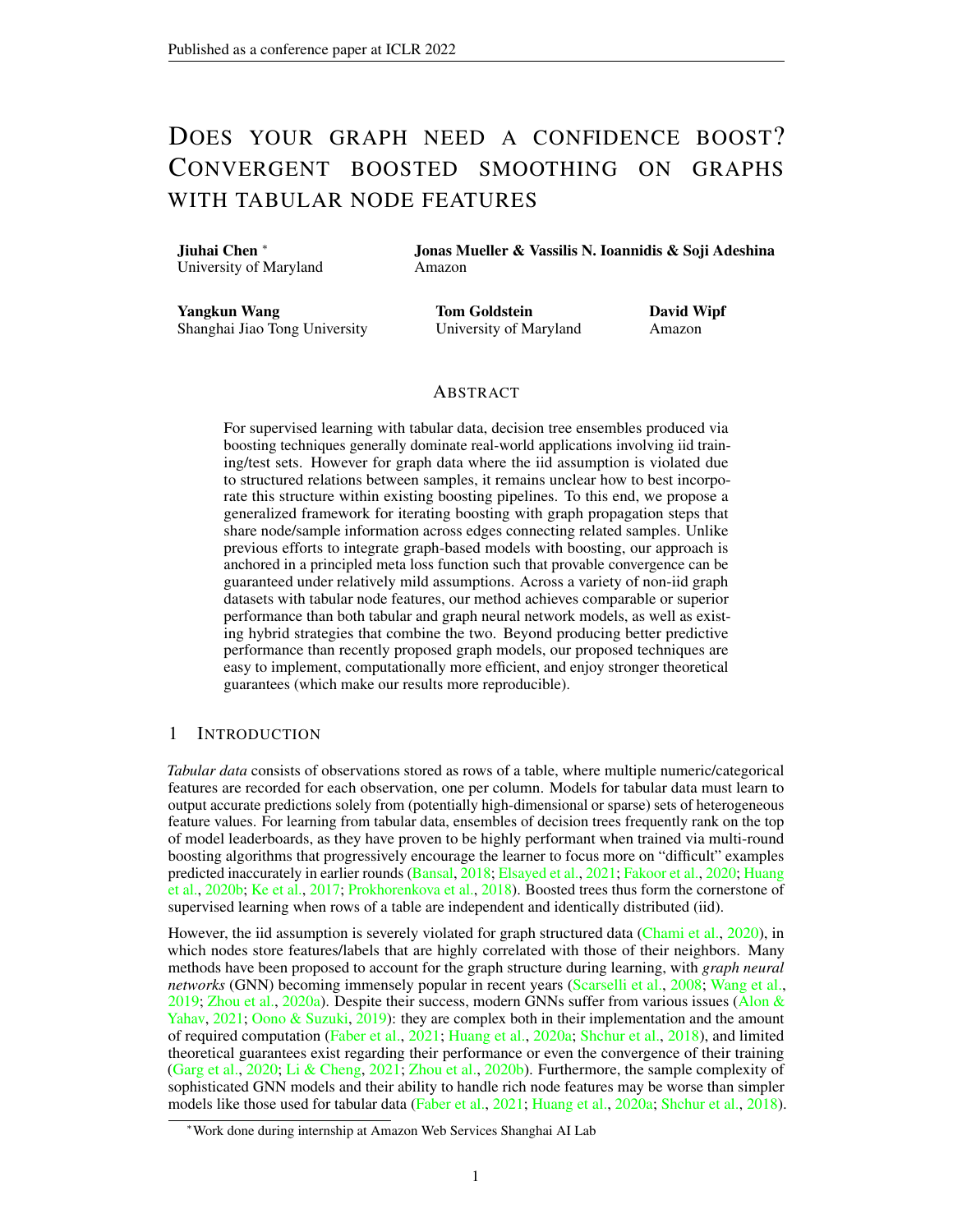# DOES YOUR GRAPH NEED A CONFIDENCE BOOST? CONVERGENT BOOSTED SMOOTHING ON GRAPHS WITH TABULAR NODE FEATURES

**Jiuhai Chen** *
University of Maryland

**Jonas Mueller & Vassilis N. Ioannidis & Soji Adeshina**
Amazon

**Yangkun Wang**
Shanghai Jiao Tong University

**Tom Goldstein**
University of Maryland

**David Wipf**
Amazon

## ABSTRACT

For supervised learning with tabular data, decision tree ensembles produced via boosting techniques generally dominate real-world applications involving iid training/test sets. However for graph data where the iid assumption is violated due to structured relations between samples, it remains unclear how to best incorporate this structure within existing boosting pipelines. To this end, we propose a generalized framework for iterating boosting with graph propagation steps that share node/sample information across edges connecting related samples. Unlike previous efforts to integrate graph-based models with boosting, our approach is anchored in a principled meta loss function such that provable convergence can be guaranteed under relatively mild assumptions. Across a variety of non-iid graph datasets with tabular node features, our method achieves comparable or superior performance than both tabular and graph neural network models, as well as existing hybrid strategies that combine the two. Beyond producing better predictive performance than recently proposed graph models, our proposed techniques are easy to implement, computationally more efficient, and enjoy stronger theoretical guarantees (which make our results more reproducible).

## 1 INTRODUCTION

*Tabular data* consists of observations stored as rows of a table, where multiple numeric/categorical features are recorded for each observation, one per column. Models for tabular data must learn to output accurate predictions solely from (potentially high-dimensional or sparse) sets of heterogeneous feature values. For learning from tabular data, ensembles of decision trees frequently rank on the top of model leaderboards, as they have proven to be highly performant when trained via multi-round boosting algorithms that progressively encourage the learner to focus more on "difficult" examples predicted inaccurately in earlier rounds (Bansal, 2018; Elsayed et al., 2021; Fakoor et al., 2020; Huang et al., 2020b; Ke et al., 2017; Prokhorenkova et al., 2018). Boosted trees thus form the cornerstone of supervised learning when rows of a table are independent and identically distributed (iid).

However, the iid assumption is severely violated for graph structured data (Chami et al., 2020), in which nodes store features/labels that are highly correlated with those of their neighbors. Many methods have been proposed to account for the graph structure during learning, with *graph neural networks* (GNN) becoming immensely popular in recent years (Scarselli et al., 2008; Wang et al., 2019; Zhou et al., 2020a). Despite their success, modern GNNs suffer from various issues (Alon & Yahav, 2021; Oono & Suzuki, 2019): they are complex both in their implementation and the amount of required computation (Faber et al., 2021; Huang et al., 2020a; Shchur et al., 2018), and limited theoretical guarantees exist regarding their performance or even the convergence of their training (Garg et al., 2020; Li & Cheng, 2021; Zhou et al., 2020b). Furthermore, the sample complexity of sophisticated GNN models and their ability to handle rich node features may be worse than simpler models like those used for tabular data (Faber et al., 2021; Huang et al., 2020a; Shchur et al., 2018).

*Work done during internship at Amazon Web Services Shanghai AI Lab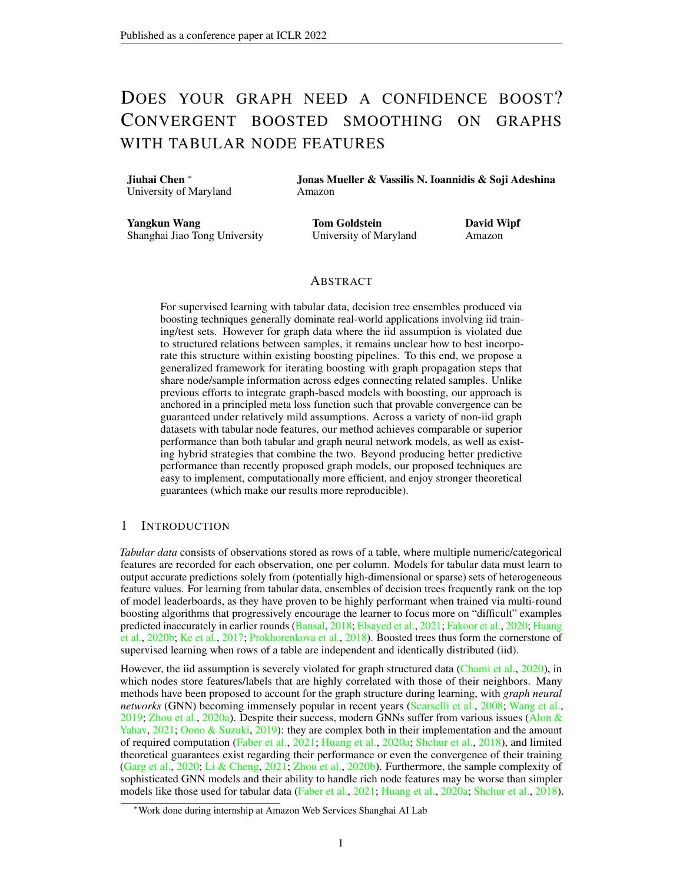# DOES YOUR GRAPH NEED A CONFIDENCE BOOST? CONVERGENT BOOSTED SMOOTHING ON GRAPHS WITH TABULAR NODE FEATURES

**Jiuhai Chen** *
University of Maryland

**Jonas Mueller & Vassilis N. Ioannidis & Soji Adeshina**
Amazon

**Yangkun Wang**
Shanghai Jiao Tong University

**Tom Goldstein**
University of Maryland

**David Wipf**
Amazon

## ABSTRACT

For supervised learning with tabular data, decision tree ensembles produced via boosting techniques generally dominate real-world applications involving iid training/test sets. However for graph data where the iid assumption is violated due to structured relations between samples, it remains unclear how to best incorporate this structure within existing boosting pipelines. To this end, we propose a generalized framework for iterating boosting with graph propagation steps that share node/sample information across edges connecting related samples. Unlike previous efforts to integrate graph-based models with boosting, our approach is anchored in a principled meta loss function such that provable convergence can be guaranteed under relatively mild assumptions. Across a variety of non-iid graph datasets with tabular node features, our method achieves comparable or superior performance than both tabular and graph neural network models, as well as existing hybrid strategies that combine the two. Beyond producing better predictive performance than recently proposed graph models, our proposed techniques are easy to implement, computationally more efficient, and enjoy stronger theoretical guarantees (which make our results more reproducible).

## 1 INTRODUCTION

*Tabular data* consists of observations stored as rows of a table, where multiple numeric/categorical features are recorded for each observation, one per column. Models for tabular data must learn to output accurate predictions solely from (potentially high-dimensional or sparse) sets of heterogeneous feature values. For learning from tabular data, ensembles of decision trees frequently rank on the top of model leaderboards, as they have proven to be highly performant when trained via multi-round boosting algorithms that progressively encourage the learner to focus more on "difficult" examples predicted inaccurately in earlier rounds (Bansal, 2018; Elsayed et al., 2021; Fakoor et al., 2020; Huang et al., 2020b; Ke et al., 2017; Prokhorenkova et al., 2018). Boosted trees thus form the cornerstone of supervised learning when rows of a table are independent and identically distributed (iid).

However, the iid assumption is severely violated for graph structured data (Chami et al., 2020), in which nodes store features/labels that are highly correlated with those of their neighbors. Many methods have been proposed to account for the graph structure during learning, with *graph neural networks* (GNN) becoming immensely popular in recent years (Scarselli et al., 2008; Wang et al., 2019; Zhou et al., 2020a). Despite their success, modern GNNs suffer from various issues (Alon & Yahav, 2021; Oono & Suzuki, 2019): they are complex both in their implementation and the amount of required computation (Faber et al., 2021; Huang et al., 2020a; Shchur et al., 2018), and limited theoretical guarantees exist regarding their performance or even the convergence of their training (Garg et al., 2020; Li & Cheng, 2021; Zhou et al., 2020b). Furthermore, the sample complexity of sophisticated GNN models and their ability to handle rich node features may be worse than simpler models like those used for tabular data (Faber et al., 2021; Huang et al., 2020a; Shchur et al., 2018).

*Work done during internship at Amazon Web Services Shanghai AI Lab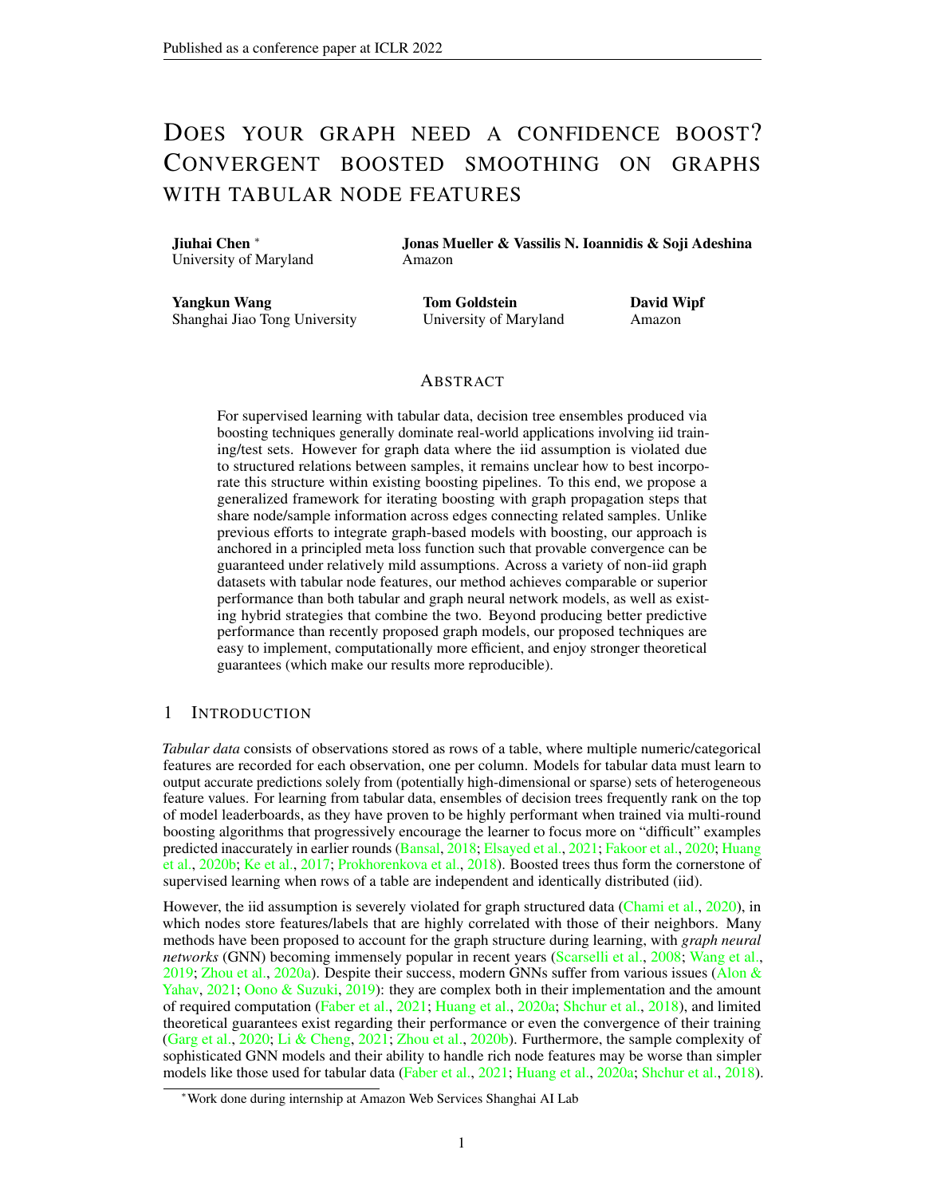# DOES YOUR GRAPH NEED A CONFIDENCE BOOST? CONVERGENT BOOSTED SMOOTHING ON GRAPHS WITH TABULAR NODE FEATURES

**Jiuhai Chen** *
University of Maryland

**Jonas Mueller & Vassilis N. Ioannidis & Soji Adeshina**
Amazon

**Yangkun Wang**
Shanghai Jiao Tong University

**Tom Goldstein**
University of Maryland

**David Wipf**
Amazon

## ABSTRACT

For supervised learning with tabular data, decision tree ensembles produced via boosting techniques generally dominate real-world applications involving iid training/test sets. However for graph data where the iid assumption is violated due to structured relations between samples, it remains unclear how to best incorporate this structure within existing boosting pipelines. To this end, we propose a generalized framework for iterating boosting with graph propagation steps that share node/sample information across edges connecting related samples. Unlike previous efforts to integrate graph-based models with boosting, our approach is anchored in a principled meta loss function such that provable convergence can be guaranteed under relatively mild assumptions. Across a variety of non-iid graph datasets with tabular node features, our method achieves comparable or superior performance than both tabular and graph neural network models, as well as existing hybrid strategies that combine the two. Beyond producing better predictive performance than recently proposed graph models, our proposed techniques are easy to implement, computationally more efficient, and enjoy stronger theoretical guarantees (which make our results more reproducible).

## 1 INTRODUCTION

*Tabular data* consists of observations stored as rows of a table, where multiple numeric/categorical features are recorded for each observation, one per column. Models for tabular data must learn to output accurate predictions solely from (potentially high-dimensional or sparse) sets of heterogeneous feature values. For learning from tabular data, ensembles of decision trees frequently rank on the top of model leaderboards, as they have proven to be highly performant when trained via multi-round boosting algorithms that progressively encourage the learner to focus more on "difficult" examples predicted inaccurately in earlier rounds (Bansal, 2018; Elsayed et al., 2021; Fakoor et al., 2020; Huang et al., 2020b; Ke et al., 2017; Prokhorenkova et al., 2018). Boosted trees thus form the cornerstone of supervised learning when rows of a table are independent and identically distributed (iid).

However, the iid assumption is severely violated for graph structured data (Chami et al., 2020), in which nodes store features/labels that are highly correlated with those of their neighbors. Many methods have been proposed to account for the graph structure during learning, with *graph neural networks* (GNN) becoming immensely popular in recent years (Scarselli et al., 2008; Wang et al., 2019; Zhou et al., 2020a). Despite their success, modern GNNs suffer from various issues (Alon & Yahav, 2021; Oono & Suzuki, 2019): they are complex both in their implementation and the amount of required computation (Faber et al., 2021; Huang et al., 2020a; Shchur et al., 2018), and limited theoretical guarantees exist regarding their performance or even the convergence of their training (Garg et al., 2020; Li & Cheng, 2021; Zhou et al., 2020b). Furthermore, the sample complexity of sophisticated GNN models and their ability to handle rich node features may be worse than simpler models like those used for tabular data (Faber et al., 2021; Huang et al., 2020a; Shchur et al., 2018).

*Work done during internship at Amazon Web Services Shanghai AI Lab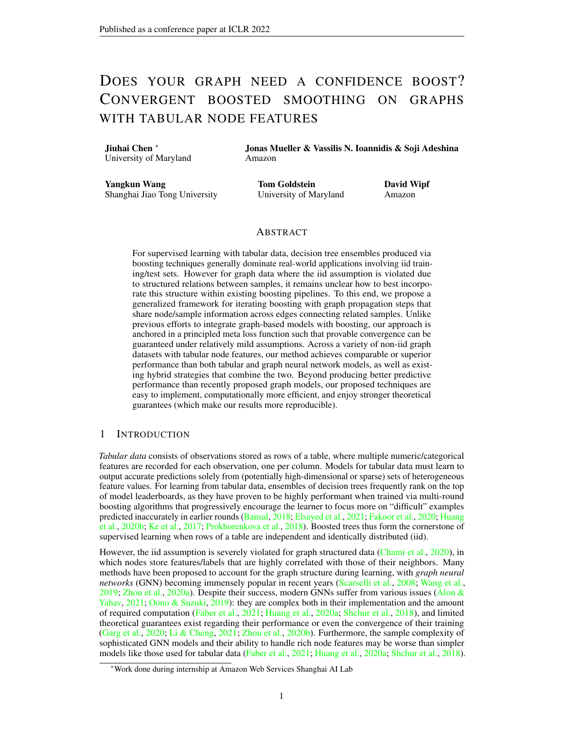# DOES YOUR GRAPH NEED A CONFIDENCE BOOST? CONVERGENT BOOSTED SMOOTHING ON GRAPHS WITH TABULAR NODE FEATURES

**Jiuhai Chen** *
University of Maryland

**Jonas Mueller & Vassilis N. Ioannidis & Soji Adeshina**
Amazon

**Yangkun Wang**
Shanghai Jiao Tong University

**Tom Goldstein**
University of Maryland

**David Wipf**
Amazon

## ABSTRACT

For supervised learning with tabular data, decision tree ensembles produced via boosting techniques generally dominate real-world applications involving iid training/test sets. However for graph data where the iid assumption is violated due to structured relations between samples, it remains unclear how to best incorporate this structure within existing boosting pipelines. To this end, we propose a generalized framework for iterating boosting with graph propagation steps that share node/sample information across edges connecting related samples. Unlike previous efforts to integrate graph-based models with boosting, our approach is anchored in a principled meta loss function such that provable convergence can be guaranteed under relatively mild assumptions. Across a variety of non-iid graph datasets with tabular node features, our method achieves comparable or superior performance than both tabular and graph neural network models, as well as existing hybrid strategies that combine the two. Beyond producing better predictive performance than recently proposed graph models, our proposed techniques are easy to implement, computationally more efficient, and enjoy stronger theoretical guarantees (which make our results more reproducible).

## 1 INTRODUCTION

*Tabular data* consists of observations stored as rows of a table, where multiple numeric/categorical features are recorded for each observation, one per column. Models for tabular data must learn to output accurate predictions solely from (potentially high-dimensional or sparse) sets of heterogeneous feature values. For learning from tabular data, ensembles of decision trees frequently rank on the top of model leaderboards, as they have proven to be highly performant when trained via multi-round boosting algorithms that progressively encourage the learner to focus more on "difficult" examples predicted inaccurately in earlier rounds (Bansal, 2018; Elsayed et al., 2021; Fakoor et al., 2020; Huang et al., 2020b; Ke et al., 2017; Prokhorenkova et al., 2018). Boosted trees thus form the cornerstone of supervised learning when rows of a table are independent and identically distributed (iid).

However, the iid assumption is severely violated for graph structured data (Chami et al., 2020), in which nodes store features/labels that are highly correlated with those of their neighbors. Many methods have been proposed to account for the graph structure during learning, with *graph neural networks* (GNN) becoming immensely popular in recent years (Scarselli et al., 2008; Wang et al., 2019; Zhou et al., 2020a). Despite their success, modern GNNs suffer from various issues (Alon & Yahav, 2021; Oono & Suzuki, 2019): they are complex both in their implementation and the amount of required computation (Faber et al., 2021; Huang et al., 2020a; Shchur et al., 2018), and limited theoretical guarantees exist regarding their performance or even the convergence of their training (Garg et al., 2020; Li & Cheng, 2021; Zhou et al., 2020b). Furthermore, the sample complexity of sophisticated GNN models and their ability to handle rich node features may be worse than simpler models like those used for tabular data (Faber et al., 2021; Huang et al., 2020a; Shchur et al., 2018).

*Work done during internship at Amazon Web Services Shanghai AI Lab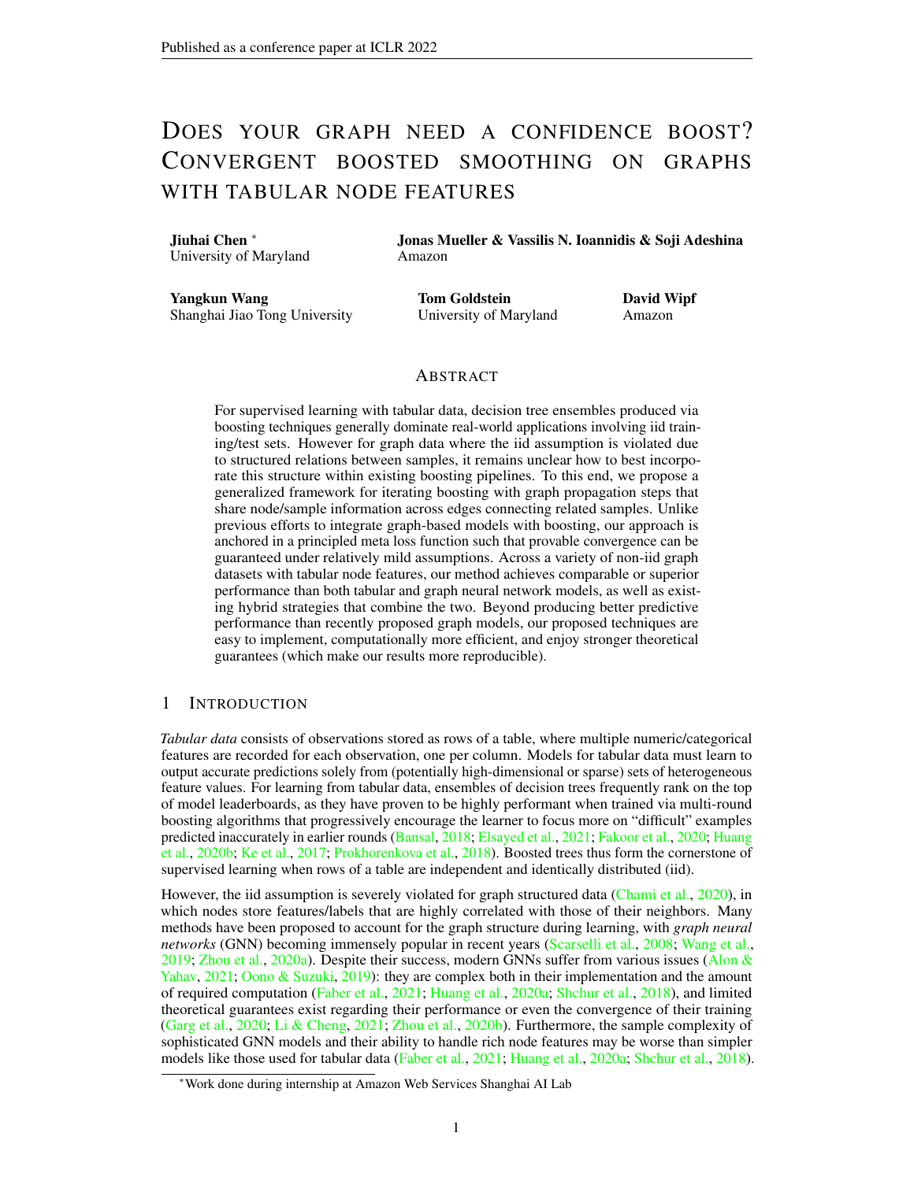# DOES YOUR GRAPH NEED A CONFIDENCE BOOST? CONVERGENT BOOSTED SMOOTHING ON GRAPHS WITH TABULAR NODE FEATURES

**Jiuhai Chen** *
University of Maryland

**Jonas Mueller & Vassilis N. Ioannidis & Soji Adeshina**
Amazon

**Yangkun Wang**
Shanghai Jiao Tong University

**Tom Goldstein**
University of Maryland

**David Wipf**
Amazon

## ABSTRACT

For supervised learning with tabular data, decision tree ensembles produced via boosting techniques generally dominate real-world applications involving iid training/test sets. However for graph data where the iid assumption is violated due to structured relations between samples, it remains unclear how to best incorporate this structure within existing boosting pipelines. To this end, we propose a generalized framework for iterating boosting with graph propagation steps that share node/sample information across edges connecting related samples. Unlike previous efforts to integrate graph-based models with boosting, our approach is anchored in a principled meta loss function such that provable convergence can be guaranteed under relatively mild assumptions. Across a variety of non-iid graph datasets with tabular node features, our method achieves comparable or superior performance than both tabular and graph neural network models, as well as existing hybrid strategies that combine the two. Beyond producing better predictive performance than recently proposed graph models, our proposed techniques are easy to implement, computationally more efficient, and enjoy stronger theoretical guarantees (which make our results more reproducible).

## 1 INTRODUCTION

*Tabular data* consists of observations stored as rows of a table, where multiple numeric/categorical features are recorded for each observation, one per column. Models for tabular data must learn to output accurate predictions solely from (potentially high-dimensional or sparse) sets of heterogeneous feature values. For learning from tabular data, ensembles of decision trees frequently rank on the top of model leaderboards, as they have proven to be highly performant when trained via multi-round boosting algorithms that progressively encourage the learner to focus more on "difficult" examples predicted inaccurately in earlier rounds (Bansal, 2018; Elsayed et al., 2021; Fakoor et al., 2020; Huang et al., 2020b; Ke et al., 2017; Prokhorenkova et al., 2018). Boosted trees thus form the cornerstone of supervised learning when rows of a table are independent and identically distributed (iid).

However, the iid assumption is severely violated for graph structured data (Chami et al., 2020), in which nodes store features/labels that are highly correlated with those of their neighbors. Many methods have been proposed to account for the graph structure during learning, with *graph neural networks* (GNN) becoming immensely popular in recent years (Scarselli et al., 2008; Wang et al., 2019; Zhou et al., 2020a). Despite their success, modern GNNs suffer from various issues (Alon & Yahav, 2021; Oono & Suzuki, 2019): they are complex both in their implementation and the amount of required computation (Faber et al., 2021; Huang et al., 2020a; Shchur et al., 2018), and limited theoretical guarantees exist regarding their performance or even the convergence of their training (Garg et al., 2020; Li & Cheng, 2021; Zhou et al., 2020b). Furthermore, the sample complexity of sophisticated GNN models and their ability to handle rich node features may be worse than simpler models like those used for tabular data (Faber et al., 2021; Huang et al., 2020a; Shchur et al., 2018).

*Work done during internship at Amazon Web Services Shanghai AI Lab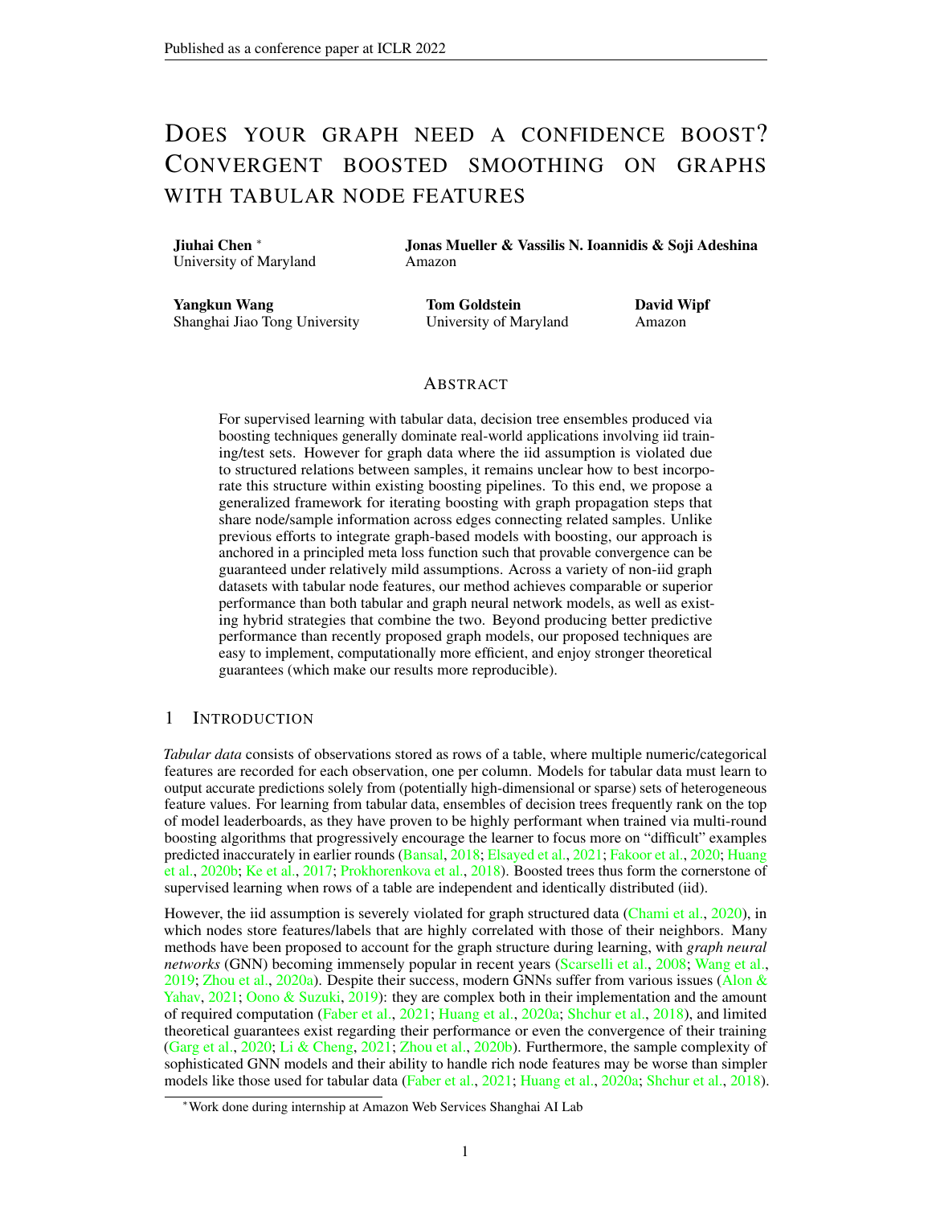# DOES YOUR GRAPH NEED A CONFIDENCE BOOST? CONVERGENT BOOSTED SMOOTHING ON GRAPHS WITH TABULAR NODE FEATURES

**Jiuhai Chen** [*]
University of Maryland

**Jonas Mueller & Vassilis N. Ioannidis & Soji Adeshina**
Amazon

**Yangkun Wang**
Shanghai Jiao Tong University

**Tom Goldstein**
University of Maryland

**David Wipf**
Amazon

## ABSTRACT

For supervised learning with tabular data, decision tree ensembles produced via boosting techniques generally dominate real-world applications involving iid training/test sets. However for graph data where the iid assumption is violated due to structured relations between samples, it remains unclear how to best incorporate this structure within existing boosting pipelines. To this end, we propose a generalized framework for iterating boosting with graph propagation steps that share node/sample information across edges connecting related samples. Unlike previous efforts to integrate graph-based models with boosting, our approach is anchored in a principled meta loss function such that provable convergence can be guaranteed under relatively mild assumptions. Across a variety of non-iid graph datasets with tabular node features, our method achieves comparable or superior performance than both tabular and graph neural network models, as well as existing hybrid strategies that combine the two. Beyond producing better predictive performance than recently proposed graph models, our proposed techniques are easy to implement, computationally more efficient, and enjoy stronger theoretical guarantees (which make our results more reproducible).

## 1 INTRODUCTION

*Tabular data* consists of observations stored as rows of a table, where multiple numeric/categorical features are recorded for each observation, one per column. Models for tabular data must learn to output accurate predictions solely from (potentially high-dimensional or sparse) sets of heterogeneous feature values. For learning from tabular data, ensembles of decision trees frequently rank on the top of model leaderboards, as they have proven to be highly performant when trained via multi-round boosting algorithms that progressively encourage the learner to focus more on "difficult" examples predicted inaccurately in earlier rounds (Bansal, 2018; Elsayed et al., 2021; Fakoor et al., 2020; Huang et al., 2020b; Ke et al., 2017; Prokhorenkova et al., 2018). Boosted trees thus form the cornerstone of supervised learning when rows of a table are independent and identically distributed (iid).

However, the iid assumption is severely violated for graph structured data (Chami et al., 2020), in which nodes store features/labels that are highly correlated with those of their neighbors. Many methods have been proposed to account for the graph structure during learning, with *graph neural networks* (GNN) becoming immensely popular in recent years (Scarselli et al., 2008; Wang et al., 2019; Zhou et al., 2020a). Despite their success, modern GNNs suffer from various issues (Alon & Yahav, 2021; Oono & Suzuki, 2019): they are complex both in their implementation and the amount of required computation (Faber et al., 2021; Huang et al., 2020a; Shchur et al., 2018), and limited theoretical guarantees exist regarding their performance or even the convergence of their training (Garg et al., 2020; Li & Cheng, 2021; Zhou et al., 2020b). Furthermore, the sample complexity of sophisticated GNN models and their ability to handle rich node features may be worse than simpler models like those used for tabular data (Faber et al., 2021; Huang et al., 2020a; Shchur et al., 2018).

[*] Work done during internship at Amazon Web Services Shanghai AI Lab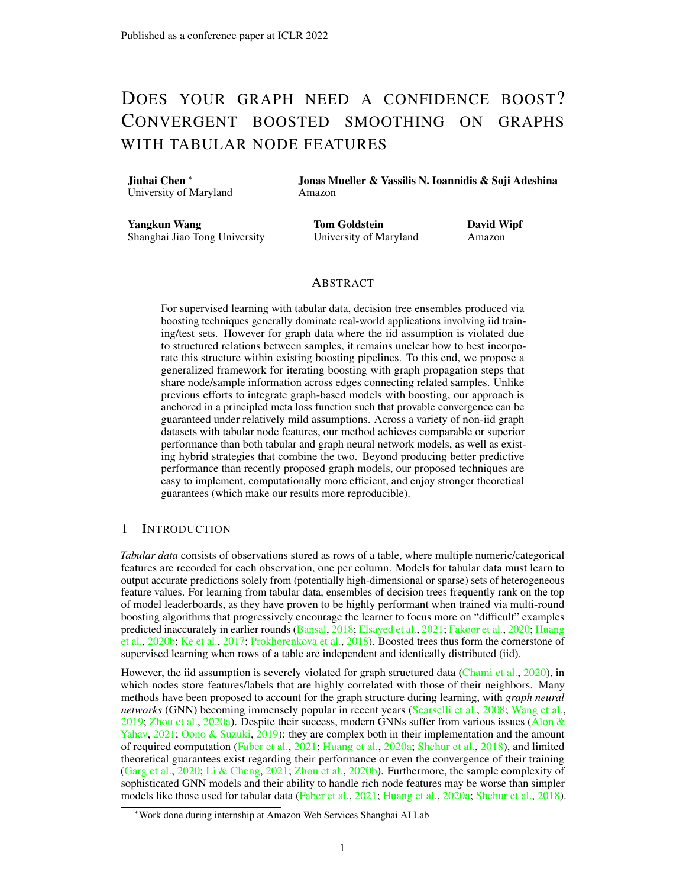# DOES YOUR GRAPH NEED A CONFIDENCE BOOST? CONVERGENT BOOSTED SMOOTHING ON GRAPHS WITH TABULAR NODE FEATURES

**Jiuhai Chen** *
University of Maryland

**Jonas Mueller & Vassilis N. Ioannidis & Soji Adeshina**
Amazon

**Yangkun Wang**
Shanghai Jiao Tong University

**Tom Goldstein**
University of Maryland

**David Wipf**
Amazon

## ABSTRACT

For supervised learning with tabular data, decision tree ensembles produced via boosting techniques generally dominate real-world applications involving iid training/test sets. However for graph data where the iid assumption is violated due to structured relations between samples, it remains unclear how to best incorporate this structure within existing boosting pipelines. To this end, we propose a generalized framework for iterating boosting with graph propagation steps that share node/sample information across edges connecting related samples. Unlike previous efforts to integrate graph-based models with boosting, our approach is anchored in a principled meta loss function such that provable convergence can be guaranteed under relatively mild assumptions. Across a variety of non-iid graph datasets with tabular node features, our method achieves comparable or superior performance than both tabular and graph neural network models, as well as existing hybrid strategies that combine the two. Beyond producing better predictive performance than recently proposed graph models, our proposed techniques are easy to implement, computationally more efficient, and enjoy stronger theoretical guarantees (which make our results more reproducible).

## 1 INTRODUCTION

*Tabular data* consists of observations stored as rows of a table, where multiple numeric/categorical features are recorded for each observation, one per column. Models for tabular data must learn to output accurate predictions solely from (potentially high-dimensional or sparse) sets of heterogeneous feature values. For learning from tabular data, ensembles of decision trees frequently rank on the top of model leaderboards, as they have proven to be highly performant when trained via multi-round boosting algorithms that progressively encourage the learner to focus more on "difficult" examples predicted inaccurately in earlier rounds (Bansal, 2018; Elsayed et al., 2021; Fakoor et al., 2020; Huang et al., 2020b; Ke et al., 2017; Prokhorenkova et al., 2018). Boosted trees thus form the cornerstone of supervised learning when rows of a table are independent and identically distributed (iid).

However, the iid assumption is severely violated for graph structured data (Chami et al., 2020), in which nodes store features/labels that are highly correlated with those of their neighbors. Many methods have been proposed to account for the graph structure during learning, with *graph neural networks* (GNN) becoming immensely popular in recent years (Scarselli et al., 2008; Wang et al., 2019; Zhou et al., 2020a). Despite their success, modern GNNs suffer from various issues (Alon & Yahav, 2021; Oono & Suzuki, 2019): they are complex both in their implementation and the amount of required computation (Faber et al., 2021; Huang et al., 2020a; Shchur et al., 2018), and limited theoretical guarantees exist regarding their performance or even the convergence of their training (Garg et al., 2020; Li & Cheng, 2021; Zhou et al., 2020b). Furthermore, the sample complexity of sophisticated GNN models and their ability to handle rich node features may be worse than simpler models like those used for tabular data (Faber et al., 2021; Huang et al., 2020a; Shchur et al., 2018).

*Work done during internship at Amazon Web Services Shanghai AI Lab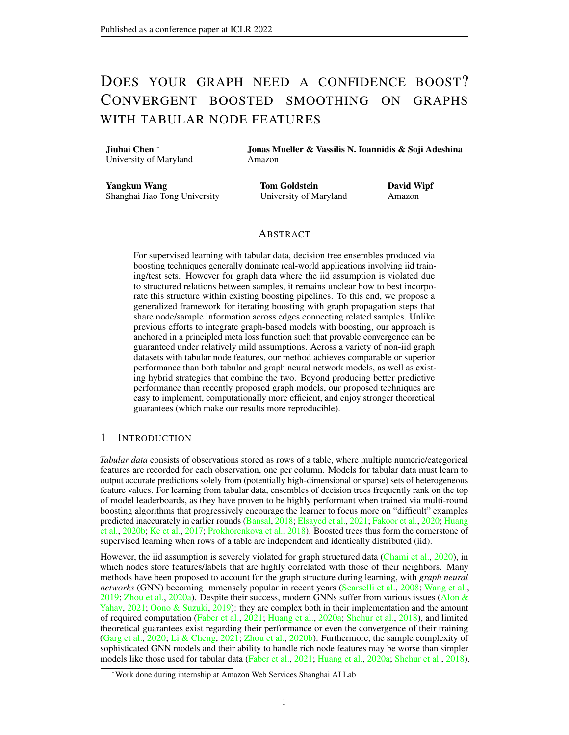# DOES YOUR GRAPH NEED A CONFIDENCE BOOST? CONVERGENT BOOSTED SMOOTHING ON GRAPHS WITH TABULAR NODE FEATURES

**Jiuhai Chen** *
University of Maryland

**Jonas Mueller & Vassilis N. Ioannidis & Soji Adeshina**
Amazon

**Yangkun Wang**
Shanghai Jiao Tong University

**Tom Goldstein**
University of Maryland

**David Wipf**
Amazon

## ABSTRACT

For supervised learning with tabular data, decision tree ensembles produced via boosting techniques generally dominate real-world applications involving iid training/test sets. However for graph data where the iid assumption is violated due to structured relations between samples, it remains unclear how to best incorporate this structure within existing boosting pipelines. To this end, we propose a generalized framework for iterating boosting with graph propagation steps that share node/sample information across edges connecting related samples. Unlike previous efforts to integrate graph-based models with boosting, our approach is anchored in a principled meta loss function such that provable convergence can be guaranteed under relatively mild assumptions. Across a variety of non-iid graph datasets with tabular node features, our method achieves comparable or superior performance than both tabular and graph neural network models, as well as existing hybrid strategies that combine the two. Beyond producing better predictive performance than recently proposed graph models, our proposed techniques are easy to implement, computationally more efficient, and enjoy stronger theoretical guarantees (which make our results more reproducible).

## 1 INTRODUCTION

*Tabular data* consists of observations stored as rows of a table, where multiple numeric/categorical features are recorded for each observation, one per column. Models for tabular data must learn to output accurate predictions solely from (potentially high-dimensional or sparse) sets of heterogeneous feature values. For learning from tabular data, ensembles of decision trees frequently rank on the top of model leaderboards, as they have proven to be highly performant when trained via multi-round boosting algorithms that progressively encourage the learner to focus more on "difficult" examples predicted inaccurately in earlier rounds (Bansal, 2018; Elsayed et al., 2021; Fakoor et al., 2020; Huang et al., 2020b; Ke et al., 2017; Prokhorenkova et al., 2018). Boosted trees thus form the cornerstone of supervised learning when rows of a table are independent and identically distributed (iid).

However, the iid assumption is severely violated for graph structured data (Chami et al., 2020), in which nodes store features/labels that are highly correlated with those of their neighbors. Many methods have been proposed to account for the graph structure during learning, with *graph neural networks* (GNN) becoming immensely popular in recent years (Scarselli et al., 2008; Wang et al., 2019; Zhou et al., 2020a). Despite their success, modern GNNs suffer from various issues (Alon & Yahav, 2021; Oono & Suzuki, 2019): they are complex both in their implementation and the amount of required computation (Faber et al., 2021; Huang et al., 2020a; Shchur et al., 2018), and limited theoretical guarantees exist regarding their performance or even the convergence of their training (Garg et al., 2020; Li & Cheng, 2021; Zhou et al., 2020b). Furthermore, the sample complexity of sophisticated GNN models and their ability to handle rich node features may be worse than simpler models like those used for tabular data (Faber et al., 2021; Huang et al., 2020a; Shchur et al., 2018).

*Work done during internship at Amazon Web Services Shanghai AI Lab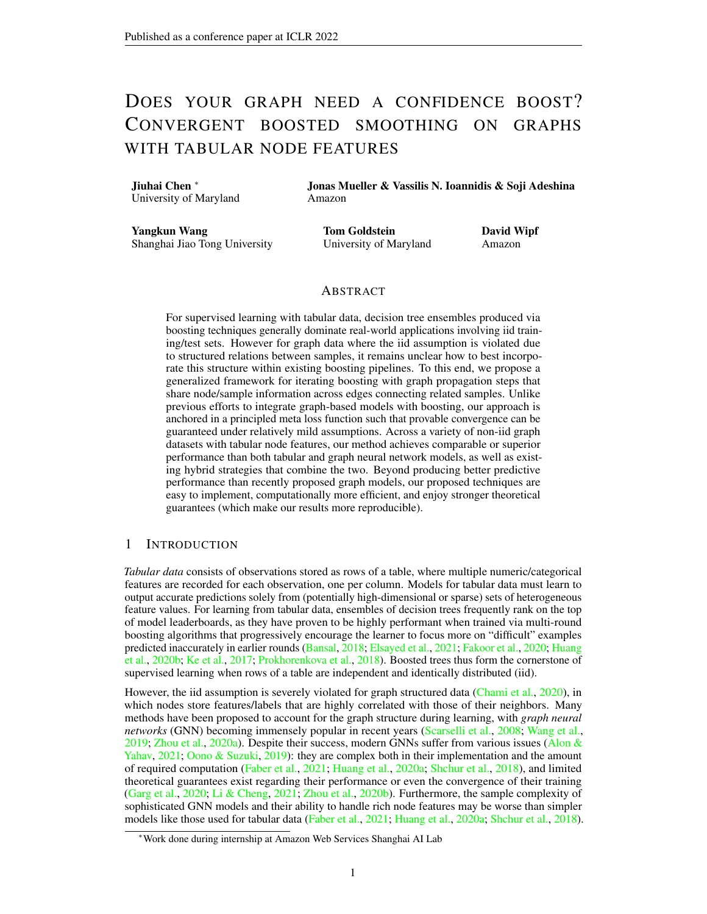# DOES YOUR GRAPH NEED A CONFIDENCE BOOST? CONVERGENT BOOSTED SMOOTHING ON GRAPHS WITH TABULAR NODE FEATURES

**Jiuhai Chen** *
University of Maryland

**Jonas Mueller & Vassilis N. Ioannidis & Soji Adeshina**
Amazon

**Yangkun Wang**
Shanghai Jiao Tong University

**Tom Goldstein**
University of Maryland

**David Wipf**
Amazon

## ABSTRACT

For supervised learning with tabular data, decision tree ensembles produced via boosting techniques generally dominate real-world applications involving iid training/test sets. However for graph data where the iid assumption is violated due to structured relations between samples, it remains unclear how to best incorporate this structure within existing boosting pipelines. To this end, we propose a generalized framework for iterating boosting with graph propagation steps that share node/sample information across edges connecting related samples. Unlike previous efforts to integrate graph-based models with boosting, our approach is anchored in a principled meta loss function such that provable convergence can be guaranteed under relatively mild assumptions. Across a variety of non-iid graph datasets with tabular node features, our method achieves comparable or superior performance than both tabular and graph neural network models, as well as existing hybrid strategies that combine the two. Beyond producing better predictive performance than recently proposed graph models, our proposed techniques are easy to implement, computationally more efficient, and enjoy stronger theoretical guarantees (which make our results more reproducible).

## 1 INTRODUCTION

*Tabular data* consists of observations stored as rows of a table, where multiple numeric/categorical features are recorded for each observation, one per column. Models for tabular data must learn to output accurate predictions solely from (potentially high-dimensional or sparse) sets of heterogeneous feature values. For learning from tabular data, ensembles of decision trees frequently rank on the top of model leaderboards, as they have proven to be highly performant when trained via multi-round boosting algorithms that progressively encourage the learner to focus more on "difficult" examples predicted inaccurately in earlier rounds (Bansal, 2018; Elsayed et al., 2021; Fakoor et al., 2020; Huang et al., 2020b; Ke et al., 2017; Prokhorenkova et al., 2018). Boosted trees thus form the cornerstone of supervised learning when rows of a table are independent and identically distributed (iid).

However, the iid assumption is severely violated for graph structured data (Chami et al., 2020), in which nodes store features/labels that are highly correlated with those of their neighbors. Many methods have been proposed to account for the graph structure during learning, with *graph neural networks* (GNN) becoming immensely popular in recent years (Scarselli et al., 2008; Wang et al., 2019; Zhou et al., 2020a). Despite their success, modern GNNs suffer from various issues (Alon & Yahav, 2021; Oono & Suzuki, 2019): they are complex both in their implementation and the amount of required computation (Faber et al., 2021; Huang et al., 2020a; Shchur et al., 2018), and limited theoretical guarantees exist regarding their performance or even the convergence of their training (Garg et al., 2020; Li & Cheng, 2021; Zhou et al., 2020b). Furthermore, the sample complexity of sophisticated GNN models and their ability to handle rich node features may be worse than simpler models like those used for tabular data (Faber et al., 2021; Huang et al., 2020a; Shchur et al., 2018).

*Work done during internship at Amazon Web Services Shanghai AI Lab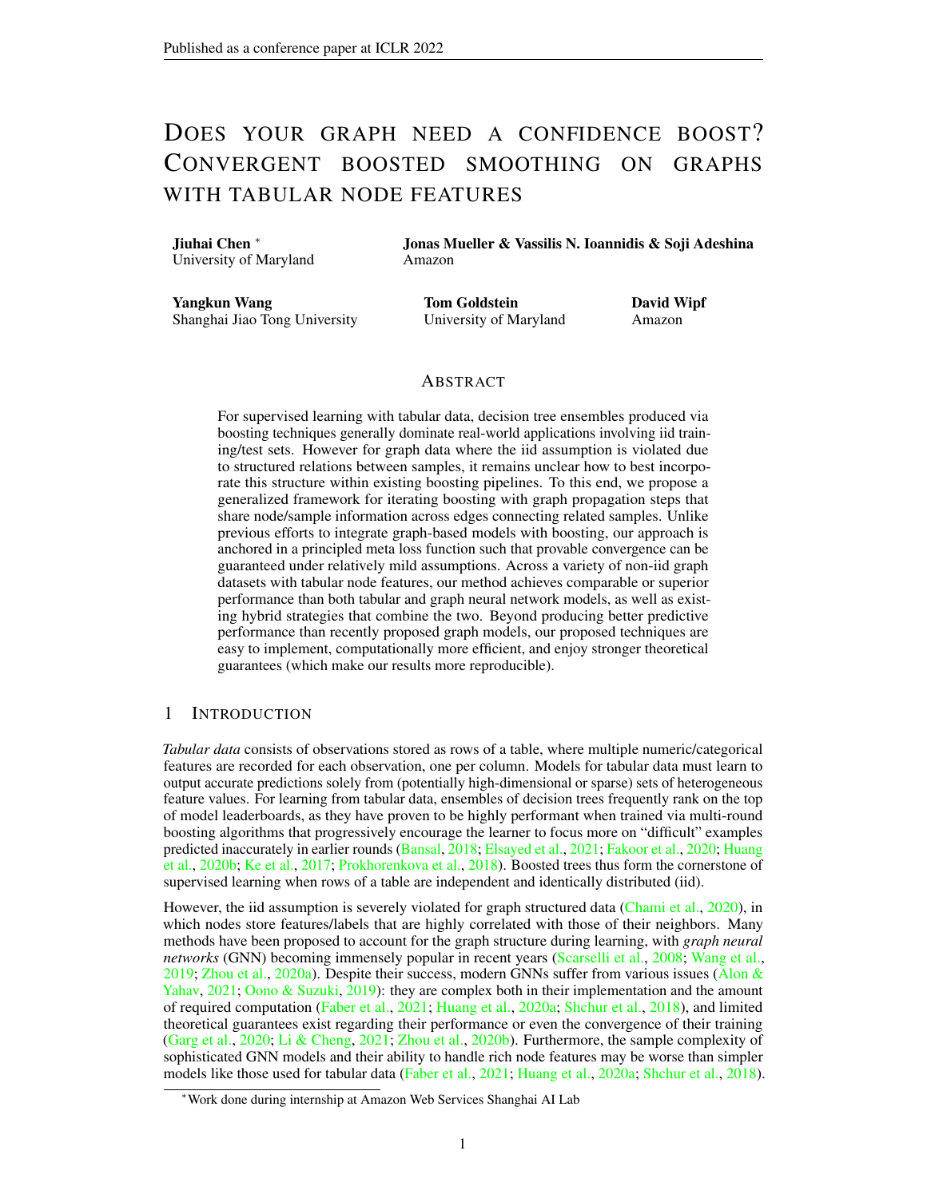# DOES YOUR GRAPH NEED A CONFIDENCE BOOST? CONVERGENT BOOSTED SMOOTHING ON GRAPHS WITH TABULAR NODE FEATURES

**Jiuhai Chen** *
University of Maryland

**Jonas Mueller & Vassilis N. Ioannidis & Soji Adeshina**
Amazon

**Yangkun Wang**
Shanghai Jiao Tong University

**Tom Goldstein**
University of Maryland

**David Wipf**
Amazon

## ABSTRACT

For supervised learning with tabular data, decision tree ensembles produced via boosting techniques generally dominate real-world applications involving iid training/test sets. However for graph data where the iid assumption is violated due to structured relations between samples, it remains unclear how to best incorporate this structure within existing boosting pipelines. To this end, we propose a generalized framework for iterating boosting with graph propagation steps that share node/sample information across edges connecting related samples. Unlike previous efforts to integrate graph-based models with boosting, our approach is anchored in a principled meta loss function such that provable convergence can be guaranteed under relatively mild assumptions. Across a variety of non-iid graph datasets with tabular node features, our method achieves comparable or superior performance than both tabular and graph neural network models, as well as existing hybrid strategies that combine the two. Beyond producing better predictive performance than recently proposed graph models, our proposed techniques are easy to implement, computationally more efficient, and enjoy stronger theoretical guarantees (which make our results more reproducible).

## 1 INTRODUCTION

*Tabular data* consists of observations stored as rows of a table, where multiple numeric/categorical features are recorded for each observation, one per column. Models for tabular data must learn to output accurate predictions solely from (potentially high-dimensional or sparse) sets of heterogeneous feature values. For learning from tabular data, ensembles of decision trees frequently rank on the top of model leaderboards, as they have proven to be highly performant when trained via multi-round boosting algorithms that progressively encourage the learner to focus more on "difficult" examples predicted inaccurately in earlier rounds (Bansal, 2018; Elsayed et al., 2021; Fakoor et al., 2020; Huang et al., 2020b; Ke et al., 2017; Prokhorenkova et al., 2018). Boosted trees thus form the cornerstone of supervised learning when rows of a table are independent and identically distributed (iid).

However, the iid assumption is severely violated for graph structured data (Chami et al., 2020), in which nodes store features/labels that are highly correlated with those of their neighbors. Many methods have been proposed to account for the graph structure during learning, with *graph neural networks* (GNN) becoming immensely popular in recent years (Scarselli et al., 2008; Wang et al., 2019; Zhou et al., 2020a). Despite their success, modern GNNs suffer from various issues (Alon & Yahav, 2021; Oono & Suzuki, 2019): they are complex both in their implementation and the amount of required computation (Faber et al., 2021; Huang et al., 2020a; Shchur et al., 2018), and limited theoretical guarantees exist regarding their performance or even the convergence of their training (Garg et al., 2020; Li & Cheng, 2021; Zhou et al., 2020b). Furthermore, the sample complexity of sophisticated GNN models and their ability to handle rich node features may be worse than simpler models like those used for tabular data (Faber et al., 2021; Huang et al., 2020a; Shchur et al., 2018).

*Work done during internship at Amazon Web Services Shanghai AI Lab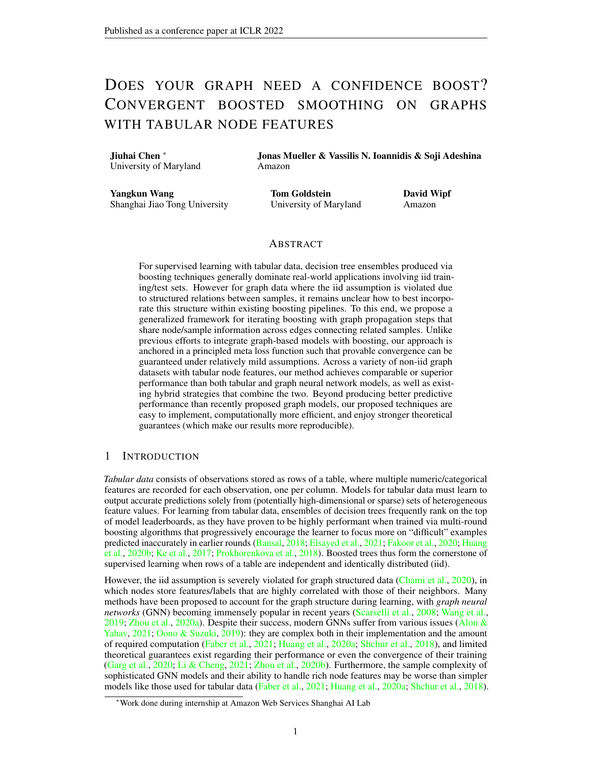# DOES YOUR GRAPH NEED A CONFIDENCE BOOST? CONVERGENT BOOSTED SMOOTHING ON GRAPHS WITH TABULAR NODE FEATURES

**Jiuhai Chen** [*]
University of Maryland

**Jonas Mueller & Vassilis N. Ioannidis & Soji Adeshina**
Amazon

**Yangkun Wang**
Shanghai Jiao Tong University

**Tom Goldstein**
University of Maryland

**David Wipf**
Amazon

## ABSTRACT

For supervised learning with tabular data, decision tree ensembles produced via boosting techniques generally dominate real-world applications involving iid training/test sets. However for graph data where the iid assumption is violated due to structured relations between samples, it remains unclear how to best incorporate this structure within existing boosting pipelines. To this end, we propose a generalized framework for iterating boosting with graph propagation steps that share node/sample information across edges connecting related samples. Unlike previous efforts to integrate graph-based models with boosting, our approach is anchored in a principled meta loss function such that provable convergence can be guaranteed under relatively mild assumptions. Across a variety of non-iid graph datasets with tabular node features, our method achieves comparable or superior performance than both tabular and graph neural network models, as well as existing hybrid strategies that combine the two. Beyond producing better predictive performance than recently proposed graph models, our proposed techniques are easy to implement, computationally more efficient, and enjoy stronger theoretical guarantees (which make our results more reproducible).

## 1 INTRODUCTION

*Tabular data* consists of observations stored as rows of a table, where multiple numeric/categorical features are recorded for each observation, one per column. Models for tabular data must learn to output accurate predictions solely from (potentially high-dimensional or sparse) sets of heterogeneous feature values. For learning from tabular data, ensembles of decision trees frequently rank on the top of model leaderboards, as they have proven to be highly performant when trained via multi-round boosting algorithms that progressively encourage the learner to focus more on "difficult" examples predicted inaccurately in earlier rounds (Bansal, 2018; Elsayed et al., 2021; Fakoor et al., 2020; Huang et al., 2020b; Ke et al., 2017; Prokhorenkova et al., 2018). Boosted trees thus form the cornerstone of supervised learning when rows of a table are independent and identically distributed (iid).

However, the iid assumption is severely violated for graph structured data (Chami et al., 2020), in which nodes store features/labels that are highly correlated with those of their neighbors. Many methods have been proposed to account for the graph structure during learning, with *graph neural networks* (GNN) becoming immensely popular in recent years (Scarselli et al., 2008; Wang et al., 2019; Zhou et al., 2020a). Despite their success, modern GNNs suffer from various issues (Alon & Yahav, 2021; Oono & Suzuki, 2019): they are complex both in their implementation and the amount of required computation (Faber et al., 2021; Huang et al., 2020a; Shchur et al., 2018), and limited theoretical guarantees exist regarding their performance or even the convergence of their training (Garg et al., 2020; Li & Cheng, 2021; Zhou et al., 2020b). Furthermore, the sample complexity of sophisticated GNN models and their ability to handle rich node features may be worse than simpler models like those used for tabular data (Faber et al., 2021; Huang et al., 2020a; Shchur et al., 2018).

[*] Work done during internship at Amazon Web Services Shanghai AI Lab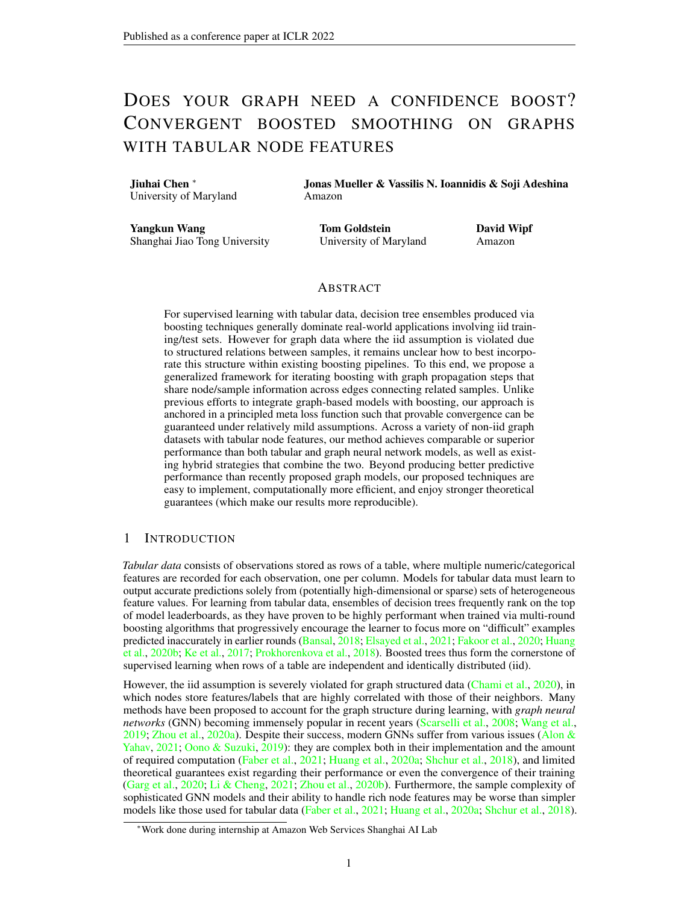# DOES YOUR GRAPH NEED A CONFIDENCE BOOST? CONVERGENT BOOSTED SMOOTHING ON GRAPHS WITH TABULAR NODE FEATURES

**Jiuhai Chen** *
University of Maryland

**Jonas Mueller & Vassilis N. Ioannidis & Soji Adeshina**
Amazon

**Yangkun Wang**
Shanghai Jiao Tong University

**Tom Goldstein**
University of Maryland

**David Wipf**
Amazon

## ABSTRACT

For supervised learning with tabular data, decision tree ensembles produced via boosting techniques generally dominate real-world applications involving iid training/test sets. However for graph data where the iid assumption is violated due to structured relations between samples, it remains unclear how to best incorporate this structure within existing boosting pipelines. To this end, we propose a generalized framework for iterating boosting with graph propagation steps that share node/sample information across edges connecting related samples. Unlike previous efforts to integrate graph-based models with boosting, our approach is anchored in a principled meta loss function such that provable convergence can be guaranteed under relatively mild assumptions. Across a variety of non-iid graph datasets with tabular node features, our method achieves comparable or superior performance than both tabular and graph neural network models, as well as existing hybrid strategies that combine the two. Beyond producing better predictive performance than recently proposed graph models, our proposed techniques are easy to implement, computationally more efficient, and enjoy stronger theoretical guarantees (which make our results more reproducible).

## 1 INTRODUCTION

*Tabular data* consists of observations stored as rows of a table, where multiple numeric/categorical features are recorded for each observation, one per column. Models for tabular data must learn to output accurate predictions solely from (potentially high-dimensional or sparse) sets of heterogeneous feature values. For learning from tabular data, ensembles of decision trees frequently rank on the top of model leaderboards, as they have proven to be highly performant when trained via multi-round boosting algorithms that progressively encourage the learner to focus more on "difficult" examples predicted inaccurately in earlier rounds (Bansal, 2018; Elsayed et al., 2021; Fakoor et al., 2020; Huang et al., 2020b; Ke et al., 2017; Prokhorenkova et al., 2018). Boosted trees thus form the cornerstone of supervised learning when rows of a table are independent and identically distributed (iid).

However, the iid assumption is severely violated for graph structured data (Chami et al., 2020), in which nodes store features/labels that are highly correlated with those of their neighbors. Many methods have been proposed to account for the graph structure during learning, with *graph neural networks* (GNN) becoming immensely popular in recent years (Scarselli et al., 2008; Wang et al., 2019; Zhou et al., 2020a). Despite their success, modern GNNs suffer from various issues (Alon & Yahav, 2021; Oono & Suzuki, 2019): they are complex both in their implementation and the amount of required computation (Faber et al., 2021; Huang et al., 2020a; Shchur et al., 2018), and limited theoretical guarantees exist regarding their performance or even the convergence of their training (Garg et al., 2020; Li & Cheng, 2021; Zhou et al., 2020b). Furthermore, the sample complexity of sophisticated GNN models and their ability to handle rich node features may be worse than simpler models like those used for tabular data (Faber et al., 2021; Huang et al., 2020a; Shchur et al., 2018).

*Work done during internship at Amazon Web Services Shanghai AI Lab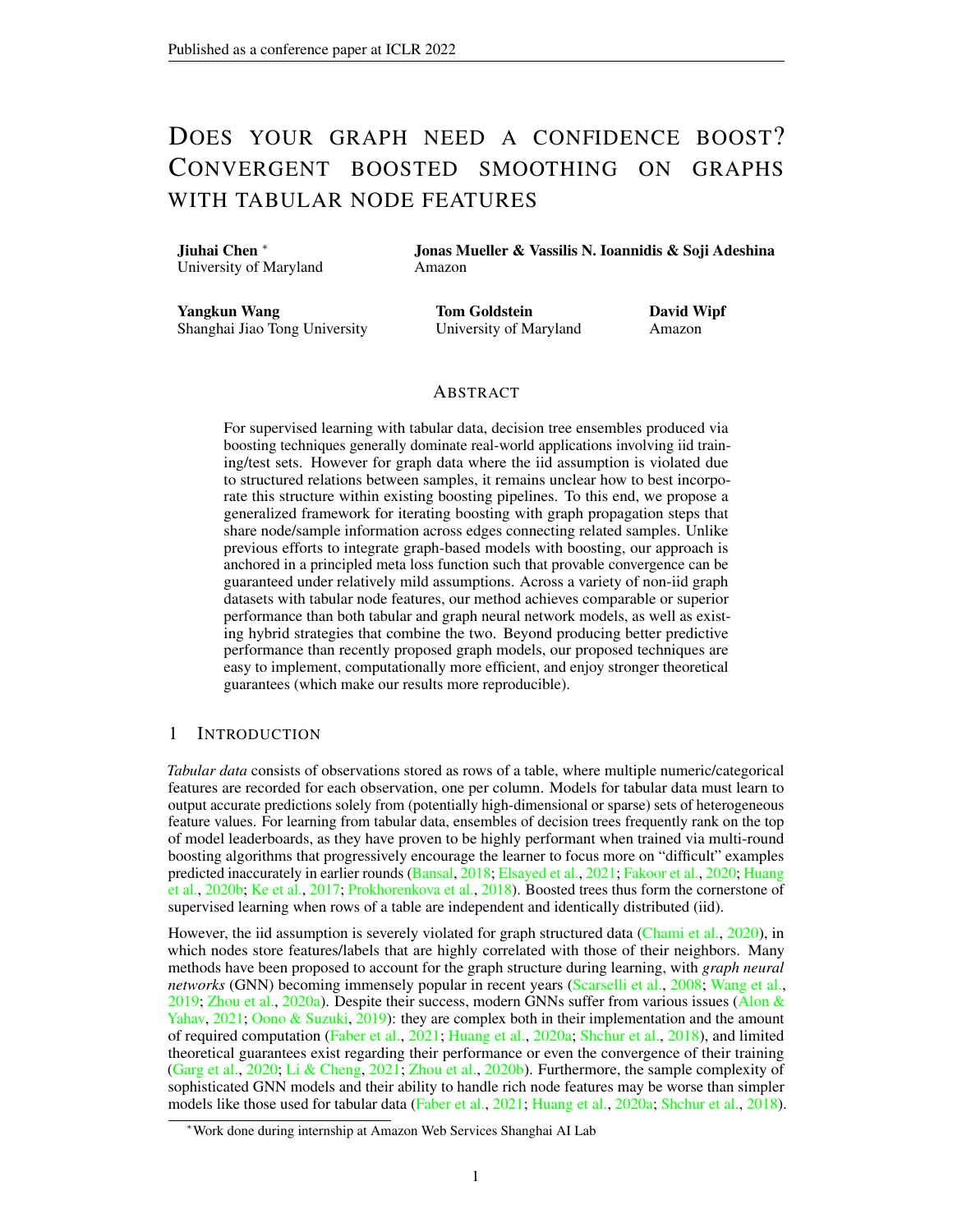# DOES YOUR GRAPH NEED A CONFIDENCE BOOST? CONVERGENT BOOSTED SMOOTHING ON GRAPHS WITH TABULAR NODE FEATURES

**Jiuhai Chen** *
University of Maryland

**Jonas Mueller & Vassilis N. Ioannidis & Soji Adeshina**
Amazon

**Yangkun Wang**
Shanghai Jiao Tong University

**Tom Goldstein**
University of Maryland

**David Wipf**
Amazon

## ABSTRACT

For supervised learning with tabular data, decision tree ensembles produced via boosting techniques generally dominate real-world applications involving iid training/test sets. However for graph data where the iid assumption is violated due to structured relations between samples, it remains unclear how to best incorporate this structure within existing boosting pipelines. To this end, we propose a generalized framework for iterating boosting with graph propagation steps that share node/sample information across edges connecting related samples. Unlike previous efforts to integrate graph-based models with boosting, our approach is anchored in a principled meta loss function such that provable convergence can be guaranteed under relatively mild assumptions. Across a variety of non-iid graph datasets with tabular node features, our method achieves comparable or superior performance than both tabular and graph neural network models, as well as existing hybrid strategies that combine the two. Beyond producing better predictive performance than recently proposed graph models, our proposed techniques are easy to implement, computationally more efficient, and enjoy stronger theoretical guarantees (which make our results more reproducible).

## 1 INTRODUCTION

*Tabular data* consists of observations stored as rows of a table, where multiple numeric/categorical features are recorded for each observation, one per column. Models for tabular data must learn to output accurate predictions solely from (potentially high-dimensional or sparse) sets of heterogeneous feature values. For learning from tabular data, ensembles of decision trees frequently rank on the top of model leaderboards, as they have proven to be highly performant when trained via multi-round boosting algorithms that progressively encourage the learner to focus more on "difficult" examples predicted inaccurately in earlier rounds (Bansal, 2018; Elsayed et al., 2021; Fakoor et al., 2020; Huang et al., 2020b; Ke et al., 2017; Prokhorenkova et al., 2018). Boosted trees thus form the cornerstone of supervised learning when rows of a table are independent and identically distributed (iid).

However, the iid assumption is severely violated for graph structured data (Chami et al., 2020), in which nodes store features/labels that are highly correlated with those of their neighbors. Many methods have been proposed to account for the graph structure during learning, with *graph neural networks* (GNN) becoming immensely popular in recent years (Scarselli et al., 2008; Wang et al., 2019; Zhou et al., 2020a). Despite their success, modern GNNs suffer from various issues (Alon & Yahav, 2021; Oono & Suzuki, 2019): they are complex both in their implementation and the amount of required computation (Faber et al., 2021; Huang et al., 2020a; Shchur et al., 2018), and limited theoretical guarantees exist regarding their performance or even the convergence of their training (Garg et al., 2020; Li & Cheng, 2021; Zhou et al., 2020b). Furthermore, the sample complexity of sophisticated GNN models and their ability to handle rich node features may be worse than simpler models like those used for tabular data (Faber et al., 2021; Huang et al., 2020a; Shchur et al., 2018).

*Work done during internship at Amazon Web Services Shanghai AI Lab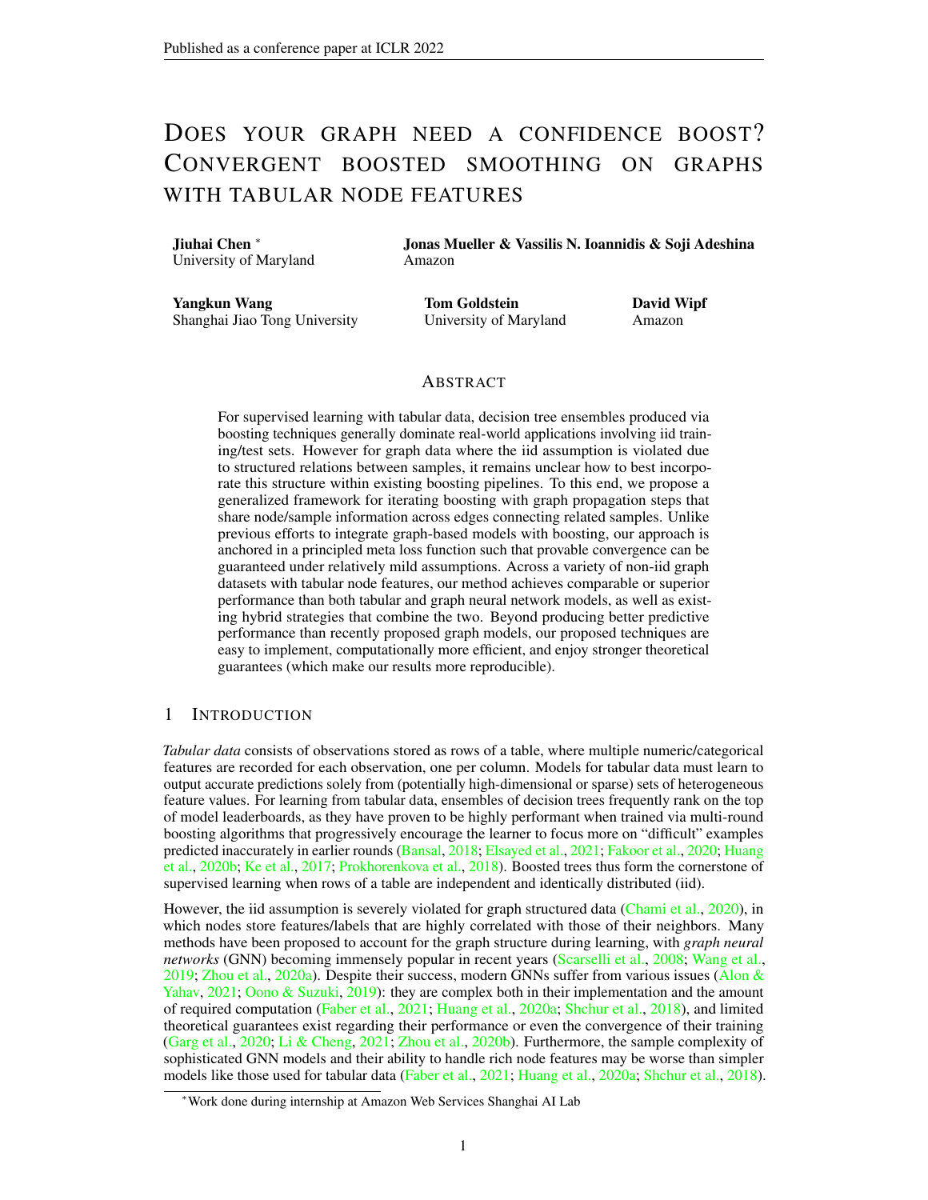# DOES YOUR GRAPH NEED A CONFIDENCE BOOST? CONVERGENT BOOSTED SMOOTHING ON GRAPHS WITH TABULAR NODE FEATURES

**Jiuhai Chen** *
University of Maryland

**Jonas Mueller & Vassilis N. Ioannidis & Soji Adeshina**
Amazon

**Yangkun Wang**
Shanghai Jiao Tong University

**Tom Goldstein**
University of Maryland

**David Wipf**
Amazon

## ABSTRACT

For supervised learning with tabular data, decision tree ensembles produced via boosting techniques generally dominate real-world applications involving iid training/test sets. However for graph data where the iid assumption is violated due to structured relations between samples, it remains unclear how to best incorporate this structure within existing boosting pipelines. To this end, we propose a generalized framework for iterating boosting with graph propagation steps that share node/sample information across edges connecting related samples. Unlike previous efforts to integrate graph-based models with boosting, our approach is anchored in a principled meta loss function such that provable convergence can be guaranteed under relatively mild assumptions. Across a variety of non-iid graph datasets with tabular node features, our method achieves comparable or superior performance than both tabular and graph neural network models, as well as existing hybrid strategies that combine the two. Beyond producing better predictive performance than recently proposed graph models, our proposed techniques are easy to implement, computationally more efficient, and enjoy stronger theoretical guarantees (which make our results more reproducible).

## 1 INTRODUCTION

*Tabular data* consists of observations stored as rows of a table, where multiple numeric/categorical features are recorded for each observation, one per column. Models for tabular data must learn to output accurate predictions solely from (potentially high-dimensional or sparse) sets of heterogeneous feature values. For learning from tabular data, ensembles of decision trees frequently rank on the top of model leaderboards, as they have proven to be highly performant when trained via multi-round boosting algorithms that progressively encourage the learner to focus more on "difficult" examples predicted inaccurately in earlier rounds (Bansal, 2018; Elsayed et al., 2021; Fakoor et al., 2020; Huang et al., 2020b; Ke et al., 2017; Prokhorenkova et al., 2018). Boosted trees thus form the cornerstone of supervised learning when rows of a table are independent and identically distributed (iid).

However, the iid assumption is severely violated for graph structured data (Chami et al., 2020), in which nodes store features/labels that are highly correlated with those of their neighbors. Many methods have been proposed to account for the graph structure during learning, with *graph neural networks* (GNN) becoming immensely popular in recent years (Scarselli et al., 2008; Wang et al., 2019; Zhou et al., 2020a). Despite their success, modern GNNs suffer from various issues (Alon & Yahav, 2021; Oono & Suzuki, 2019): they are complex both in their implementation and the amount of required computation (Faber et al., 2021; Huang et al., 2020a; Shchur et al., 2018), and limited theoretical guarantees exist regarding their performance or even the convergence of their training (Garg et al., 2020; Li & Cheng, 2021; Zhou et al., 2020b). Furthermore, the sample complexity of sophisticated GNN models and their ability to handle rich node features may be worse than simpler models like those used for tabular data (Faber et al., 2021; Huang et al., 2020a; Shchur et al., 2018).

*Work done during internship at Amazon Web Services Shanghai AI Lab